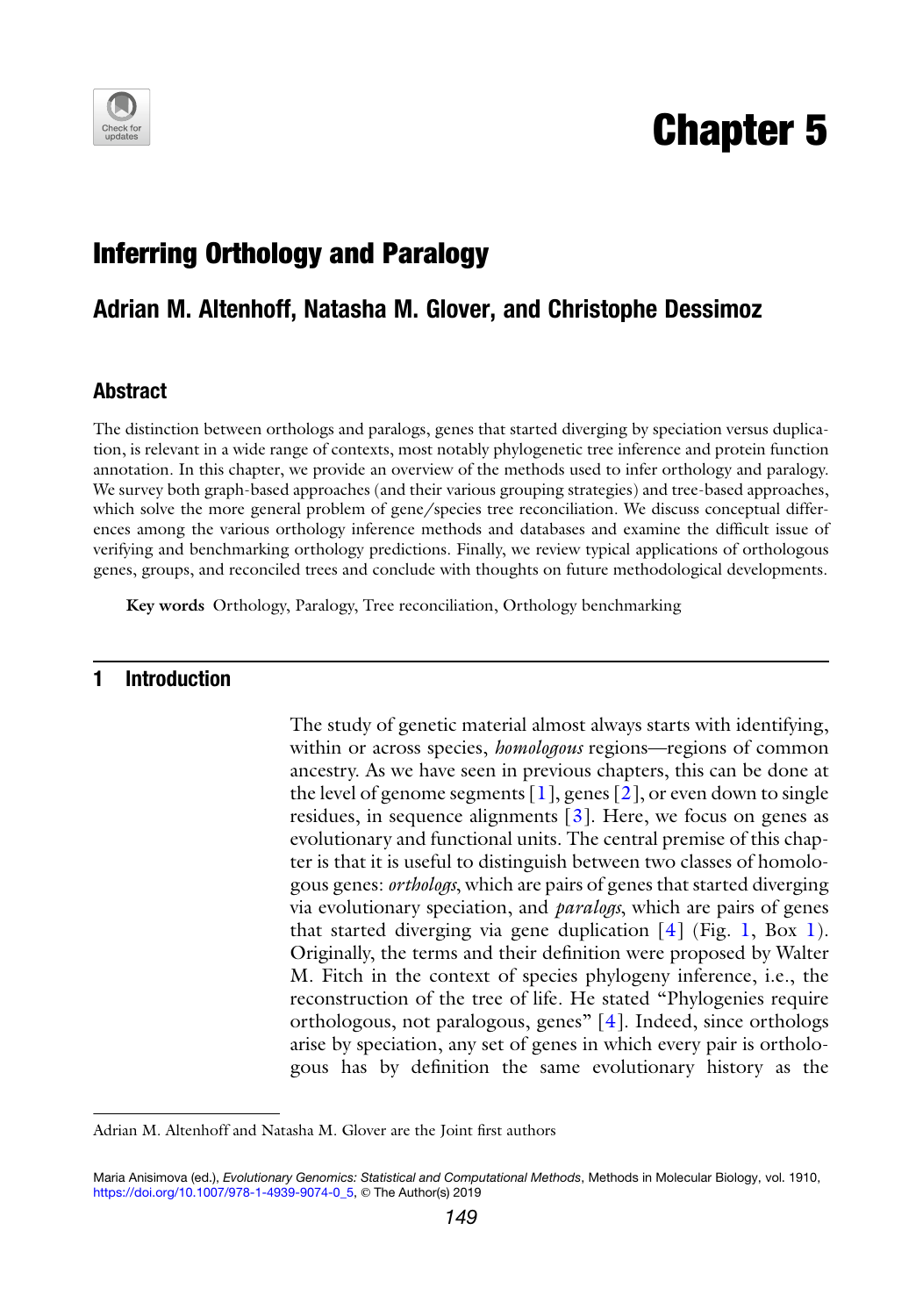# Chapter 5

## Inferring Orthology and Paralogy

### Adrian M. Altenhoff, Natasha M. Glover, and Christophe Dessimoz

#### Abstract

The distinction between orthologs and paralogs, genes that started diverging by speciation versus duplication, is relevant in a wide range of contexts, most notably phylogenetic tree inference and protein function annotation. In this chapter, we provide an overview of the methods used to infer orthology and paralogy. We survey both graph-based approaches (and their various grouping strategies) and tree-based approaches, which solve the more general problem of gene/species tree reconciliation. We discuss conceptual differences among the various orthology inference methods and databases and examine the difficult issue of verifying and benchmarking orthology predictions. Finally, we review typical applications of orthologous genes, groups, and reconciled trees and conclude with thoughts on future methodological developments.

**Key words** Orthology, Paralogy, Tree reconciliation, Orthology benchmarking

## 1 Introduction

The study of genetic material almost always starts with identifying, within or across species, *homologous* regions—regions of common ancestry. As we have seen in previous chapters, this can be done at the level of genome segments [1], genes [2], or even down to single residues, in sequence alignments [3]. Here, we focus on genes as evolutionary and functional units. The central premise of this chapter is that it is useful to distinguish between two classes of homologous genes: *orthologs*, which are pairs of genes that started diverging via evolutionary speciation, and *paralogs*, which are pairs of genes that started diverging via gene duplication [4] (Fig. 1, Box 1). Originally, the terms and their definition were proposed by Walter M. Fitch in the context of species phylogeny inference, i.e., the reconstruction of the tree of life. He stated "Phylogenies require orthologous, not paralogous, genes" [4]. Indeed, since orthologs arise by speciation, any set of genes in which every pair is orthologous has by definition the same evolutionary history as the

Adrian M. Altenhoff and Natasha M. Glover are the Joint first authors

Maria Anisimova (ed.), *Evolutionary Genomics: Statistical and Computational Methods*, Methods in Molecular Biology, vol. 1910, https://doi.org/10.1007/978-1-4939-9074-0_5, © The Author(s) 2019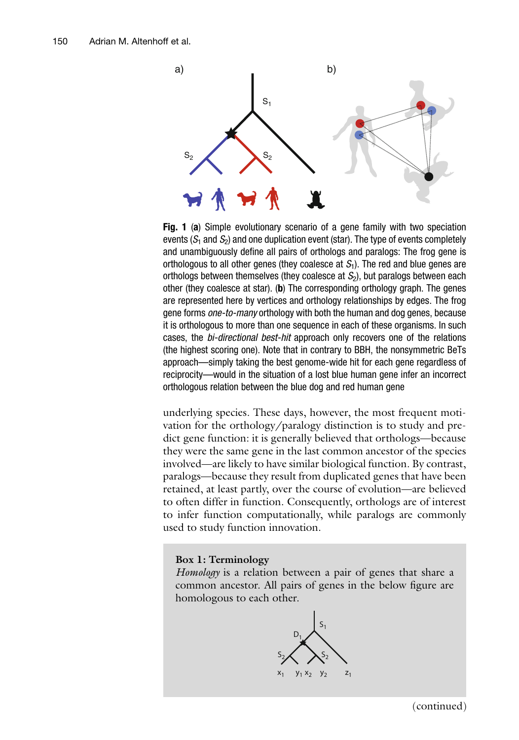a) b)

$S_1$

$S_2$ $S_2$

**Fig. 1** (**a**) Simple evolutionary scenario of a gene family with two speciation events ($S_1$ and $S_2$) and one duplication event (star). The type of events completely and unambiguously define all pairs of orthologs and paralogs: The frog gene is orthologous to all other genes (they coalesce at $S_1$). The red and blue genes are orthologs between themselves (they coalesce at $S_2$), but paralogs between each other (they coalesce at star). (**b**) The corresponding orthology graph. The genes are represented here by vertices and orthology relationships by edges. The frog gene forms *one-to-many* orthology with both the human and dog genes, because it is orthologous to more than one sequence in each of these organisms. In such cases, the *bi-directional best-hit* approach only recovers one of the relations (the highest scoring one). Note that in contrary to BBH, the nonsymmetric BeTs approach—simply taking the best genome-wide hit for each gene regardless of reciprocity—would in the situation of a lost blue human gene infer an incorrect orthologous relation between the blue dog and red human gene

underlying species. These days, however, the most frequent motivation for the orthology/paralogy distinction is to study and predict gene function: it is generally believed that orthologs—because they were the same gene in the last common ancestor of the species involved—are likely to have similar biological function. By contrast, paralogs—because they result from duplicated genes that have been retained, at least partly, over the course of evolution—are believed to often differ in function. Consequently, orthologs are of interest to infer function computationally, while paralogs are commonly used to study function innovation.

**Box 1: Terminology**

*Homology* is a relation between a pair of genes that share a common ancestor. All pairs of genes in the below figure are homologous to each other.

$S_1$ $D_1$ $S_2$ $S_2$

$x_1$ $y_1$ $x_2$ $y_2$ $z_1$

(continued)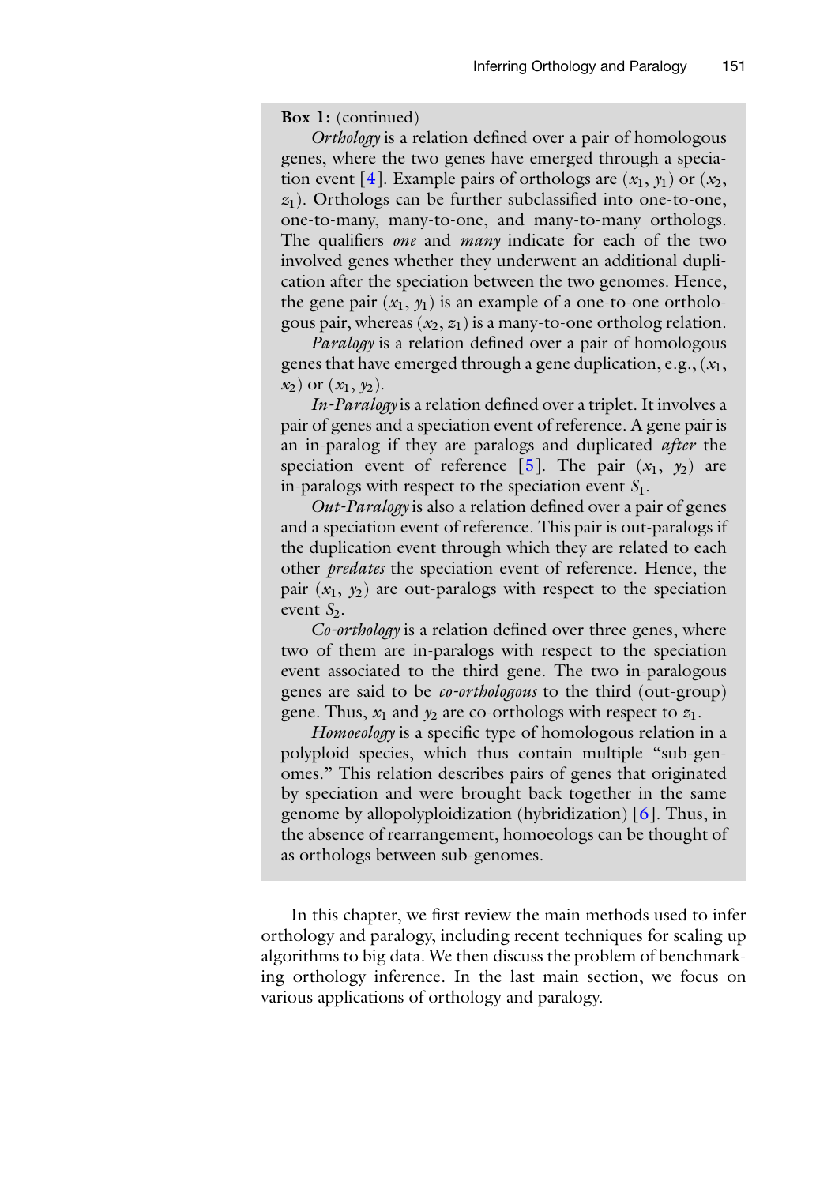**Box 1:** (continued)

*Orthology* is a relation defined over a pair of homologous genes, where the two genes have emerged through a speciation event [4]. Example pairs of orthologs are ($x_1$, $y_1$) or ($x_2$, $z_1$). Orthologs can be further subclassified into one-to-one, one-to-many, many-to-one, and many-to-many orthologs. The qualifiers *one* and *many* indicate for each of the two involved genes whether they underwent an additional duplication after the speciation between the two genomes. Hence, the gene pair ($x_1$, $y_1$) is an example of a one-to-one orthologous pair, whereas ($x_2$, $z_1$) is a many-to-one ortholog relation.

*Paralogy* is a relation defined over a pair of homologous genes that have emerged through a gene duplication, e.g., ($x_1$, $x_2$) or ($x_1$, $y_2$).

*In-Paralogy* is a relation defined over a triplet. It involves a pair of genes and a speciation event of reference. A gene pair is an in-paralog if they are paralogs and duplicated *after* the speciation event of reference [5]. The pair ($x_1$, $y_2$) are in-paralogs with respect to the speciation event $S_1$.

*Out-Paralogy* is also a relation defined over a pair of genes and a speciation event of reference. This pair is out-paralogs if the duplication event through which they are related to each other *predates* the speciation event of reference. Hence, the pair ($x_1$, $y_2$) are out-paralogs with respect to the speciation event $S_2$.

*Co-orthology* is a relation defined over three genes, where two of them are in-paralogs with respect to the speciation event associated to the third gene. The two in-paralogous genes are said to be *co-orthologous* to the third (out-group) gene. Thus, $x_1$ and $y_2$ are co-orthologs with respect to $z_1$.

*Homoeology* is a specific type of homologous relation in a polyploid species, which thus contain multiple "sub-genomes." This relation describes pairs of genes that originated by speciation and were brought back together in the same genome by allopolyploidization (hybridization) [6]. Thus, in the absence of rearrangement, homoeologs can be thought of as orthologs between sub-genomes.

In this chapter, we first review the main methods used to infer orthology and paralogy, including recent techniques for scaling up algorithms to big data. We then discuss the problem of benchmarking orthology inference. In the last main section, we focus on various applications of orthology and paralogy.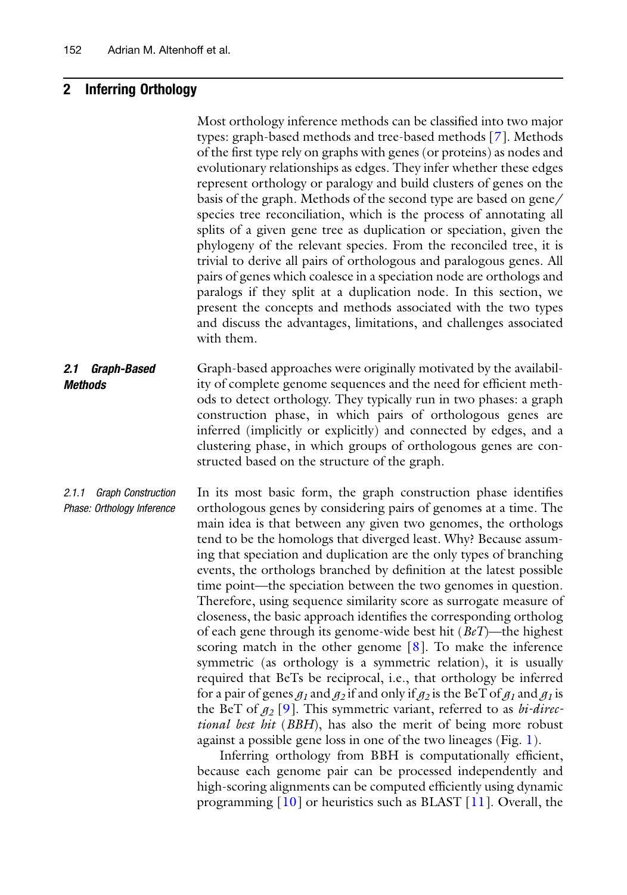## 2 Inferring Orthology

Most orthology inference methods can be classified into two major types: graph-based methods and tree-based methods [7]. Methods of the first type rely on graphs with genes (or proteins) as nodes and evolutionary relationships as edges. They infer whether these edges represent orthology or paralogy and build clusters of genes on the basis of the graph. Methods of the second type are based on gene/species tree reconciliation, which is the process of annotating all splits of a given gene tree as duplication or speciation, given the phylogeny of the relevant species. From the reconciled tree, it is trivial to derive all pairs of orthologous and paralogous genes. All pairs of genes which coalesce in a speciation node are orthologs and paralogs if they split at a duplication node. In this section, we present the concepts and methods associated with the two types and discuss the advantages, limitations, and challenges associated with them.

### 2.1 Graph-Based Methods

Graph-based approaches were originally motivated by the availability of complete genome sequences and the need for efficient methods to detect orthology. They typically run in two phases: a graph construction phase, in which pairs of orthologous genes are inferred (implicitly or explicitly) and connected by edges, and a clustering phase, in which groups of orthologous genes are constructed based on the structure of the graph.

#### 2.1.1 Graph Construction Phase: Orthology Inference

In its most basic form, the graph construction phase identifies orthologous genes by considering pairs of genomes at a time. The main idea is that between any given two genomes, the orthologs tend to be the homologs that diverged least. Why? Because assuming that speciation and duplication are the only types of branching events, the orthologs branched by definition at the latest possible time point—the speciation between the two genomes in question. Therefore, using sequence similarity score as surrogate measure of closeness, the basic approach identifies the corresponding ortholog of each gene through its genome-wide best hit (*BeT*)—the highest scoring match in the other genome [8]. To make the inference symmetric (as orthology is a symmetric relation), it is usually required that BeTs be reciprocal, i.e., that orthology be inferred for a pair of genes $g_1$ and $g_2$ if and only if $g_2$ is the BeT of $g_1$ and $g_1$ is the BeT of $g_2$ [9]. This symmetric variant, referred to as *bi-directional best hit* (*BBH*), has also the merit of being more robust against a possible gene loss in one of the two lineages (Fig. 1).

Inferring orthology from BBH is computationally efficient, because each genome pair can be processed independently and high-scoring alignments can be computed efficiently using dynamic programming [10] or heuristics such as BLAST [11]. Overall, the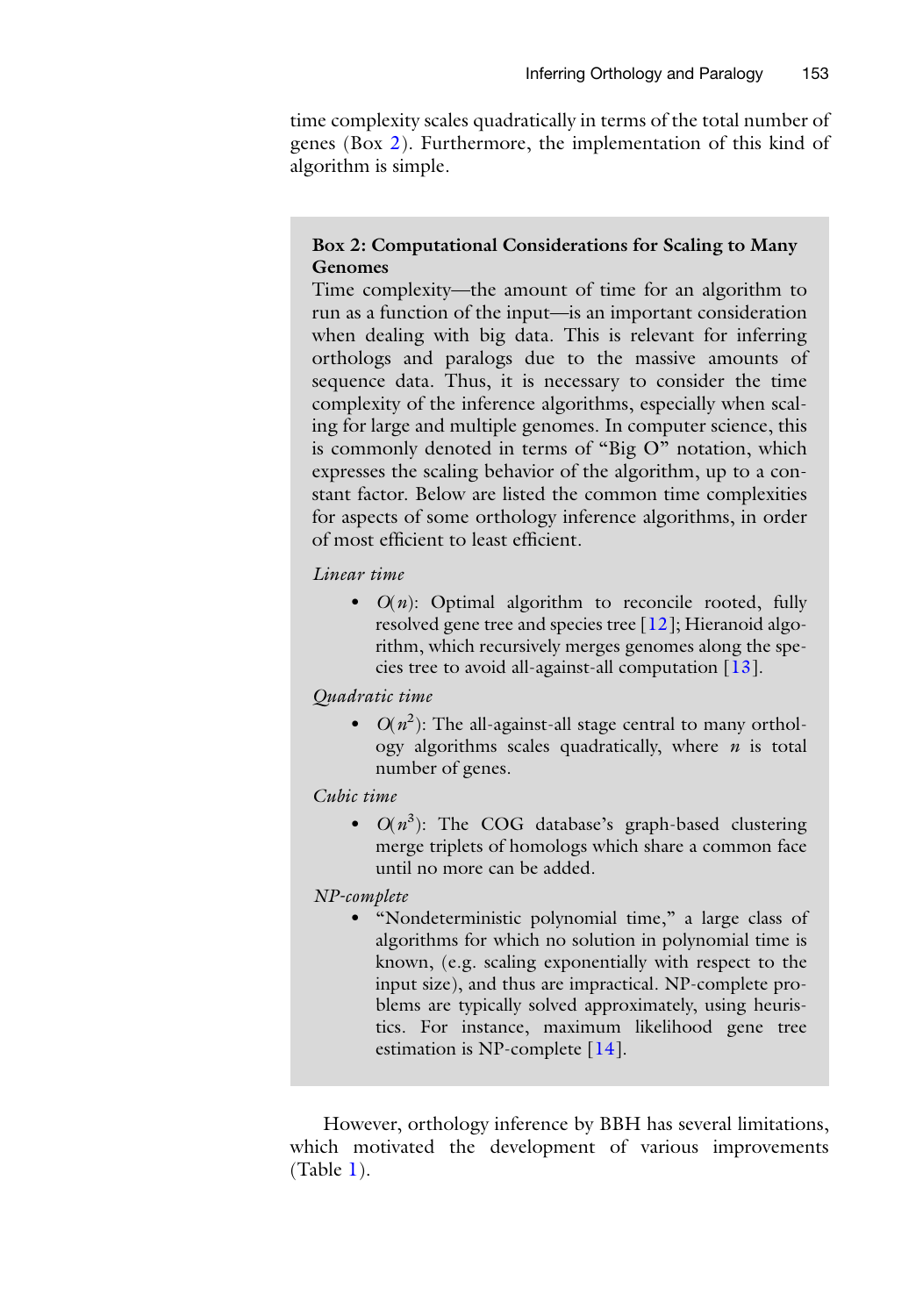time complexity scales quadratically in terms of the total number of genes (Box 2). Furthermore, the implementation of this kind of algorithm is simple.

> **Box 2: Computational Considerations for Scaling to Many Genomes**
>
> Time complexity—the amount of time for an algorithm to run as a function of the input—is an important consideration when dealing with big data. This is relevant for inferring orthologs and paralogs due to the massive amounts of sequence data. Thus, it is necessary to consider the time complexity of the inference algorithms, especially when scaling for large and multiple genomes. In computer science, this is commonly denoted in terms of "Big O" notation, which expresses the scaling behavior of the algorithm, up to a constant factor. Below are listed the common time complexities for aspects of some orthology inference algorithms, in order of most efficient to least efficient.
>
> *Linear time*
>
> - $O(n)$: Optimal algorithm to reconcile rooted, fully resolved gene tree and species tree [12]; Hieranoid algorithm, which recursively merges genomes along the species tree to avoid all-against-all computation [13].
>
> *Quadratic time*
>
> - $O(n^2)$: The all-against-all stage central to many orthology algorithms scales quadratically, where $n$ is total number of genes.
>
> *Cubic time*
>
> - $O(n^3)$: The COG database's graph-based clustering merge triplets of homologs which share a common face until no more can be added.
>
> *NP-complete*
>
> - "Nondeterministic polynomial time," a large class of algorithms for which no solution in polynomial time is known, (e.g. scaling exponentially with respect to the input size), and thus are impractical. NP-complete problems are typically solved approximately, using heuristics. For instance, maximum likelihood gene tree estimation is NP-complete [14].

However, orthology inference by BBH has several limitations, which motivated the development of various improvements (Table 1).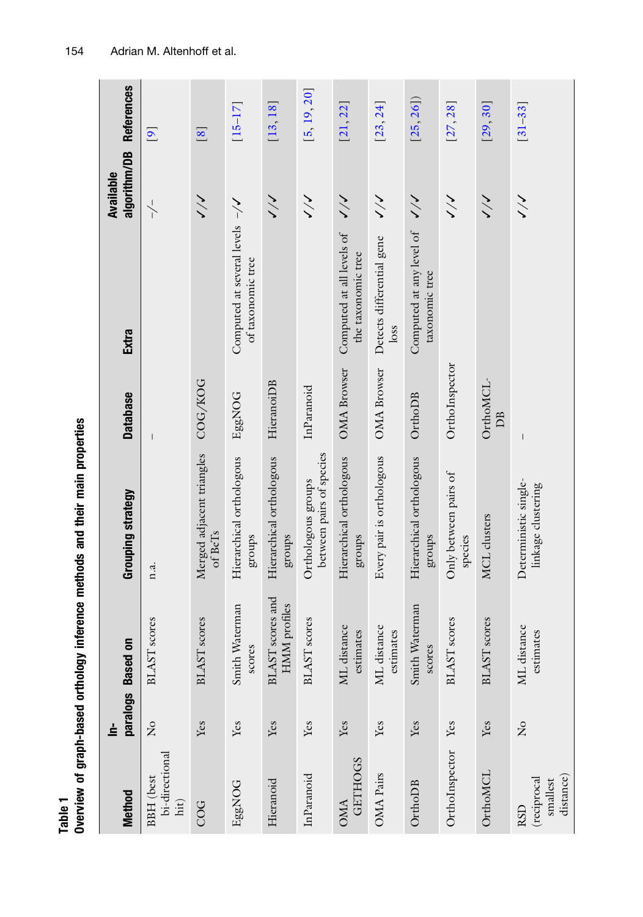**Table 1**
**Overview of graph-based orthology inference methods and their main properties**

| Method | In-paralogs | Based on | Grouping strategy | Database | Extra | Available algorithm/DB | References |
|---|---|---|---|---|---|---|---|
| BBH (best bi-directional hit) | No | BLAST scores | n.a. | – | | –/– | [9] |
| COG | Yes | BLAST scores | Merged adjacent triangles of BeTs | COG/KOG | | ✓/✓ | [8] |
| EggNOG | Yes | Smith Waterman scores | Hierarchical orthologous groups | EggNOG | Computed at several levels of taxonomic tree | –/✓ | [15–17] |
| Hieranoid | Yes | BLAST scores and HMM profiles | Hierarchical orthologous groups | HieranoiDB | | ✓/✓ | [13, 18] |
| InParanoid | Yes | BLAST scores | Orthologous groups between pairs of species | InParanoid | | ✓/✓ | [5, 19, 20] |
| OMA GETHOGS | Yes | ML distance estimates | Hierarchical orthologous groups | OMA Browser | Computed at all levels of the taxonomic tree | ✓/✓ | [21, 22] |
| OMA Pairs | Yes | ML distance estimates | Every pair is orthologous | OMA Browser | Detects differential gene loss | ✓/✓ | [23, 24] |
| OrthoDB | Yes | Smith Waterman scores | Hierarchical orthologous groups | OrthoDB | Computed at any level of taxonomic tree | ✓/✓ | [25, 26]) |
| OrthoInspector | Yes | BLAST scores | Only between pairs of species | OrthoInspector | | ✓/✓ | [27, 28] |
| OrthoMCL | Yes | BLAST scores | MCL clusters | OrthoMCL-DB | | ✓/✓ | [29, 30] |
| RSD (reciprocal smallest distance) | No | ML distance estimates | Deterministic single-linkage clustering | – | | ✓/✓ | [31–33] |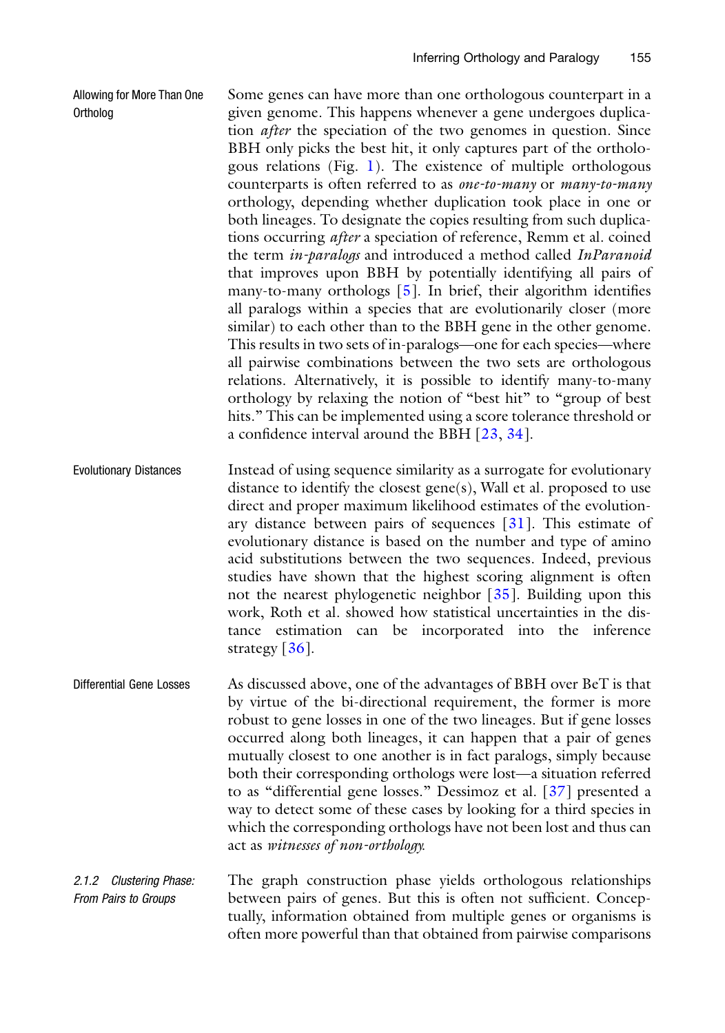#### Allowing for More Than One Ortholog

Some genes can have more than one orthologous counterpart in a given genome. This happens whenever a gene undergoes duplication *after* the speciation of the two genomes in question. Since BBH only picks the best hit, it only captures part of the orthologous relations (Fig. 1). The existence of multiple orthologous counterparts is often referred to as *one-to-many* or *many-to-many* orthology, depending whether duplication took place in one or both lineages. To designate the copies resulting from such duplications occurring *after* a speciation of reference, Remm et al. coined the term *in-paralogs* and introduced a method called *InParanoid* that improves upon BBH by potentially identifying all pairs of many-to-many orthologs [5]. In brief, their algorithm identifies all paralogs within a species that are evolutionarily closer (more similar) to each other than to the BBH gene in the other genome. This results in two sets of in-paralogs—one for each species—where all pairwise combinations between the two sets are orthologous relations. Alternatively, it is possible to identify many-to-many orthology by relaxing the notion of "best hit" to "group of best hits." This can be implemented using a score tolerance threshold or a confidence interval around the BBH [23, 34].

#### Evolutionary Distances

Instead of using sequence similarity as a surrogate for evolutionary distance to identify the closest gene(s), Wall et al. proposed to use direct and proper maximum likelihood estimates of the evolutionary distance between pairs of sequences [31]. This estimate of evolutionary distance is based on the number and type of amino acid substitutions between the two sequences. Indeed, previous studies have shown that the highest scoring alignment is often not the nearest phylogenetic neighbor [35]. Building upon this work, Roth et al. showed how statistical uncertainties in the distance estimation can be incorporated into the inference strategy [36].

#### Differential Gene Losses

As discussed above, one of the advantages of BBH over BeT is that by virtue of the bi-directional requirement, the former is more robust to gene losses in one of the two lineages. But if gene losses occurred along both lineages, it can happen that a pair of genes mutually closest to one another is in fact paralogs, simply because both their corresponding orthologs were lost—a situation referred to as "differential gene losses." Dessimoz et al. [37] presented a way to detect some of these cases by looking for a third species in which the corresponding orthologs have not been lost and thus can act as *witnesses of non-orthology*.

### 2.1.2 Clustering Phase: From Pairs to Groups

The graph construction phase yields orthologous relationships between pairs of genes. But this is often not sufficient. Conceptually, information obtained from multiple genes or organisms is often more powerful than that obtained from pairwise comparisons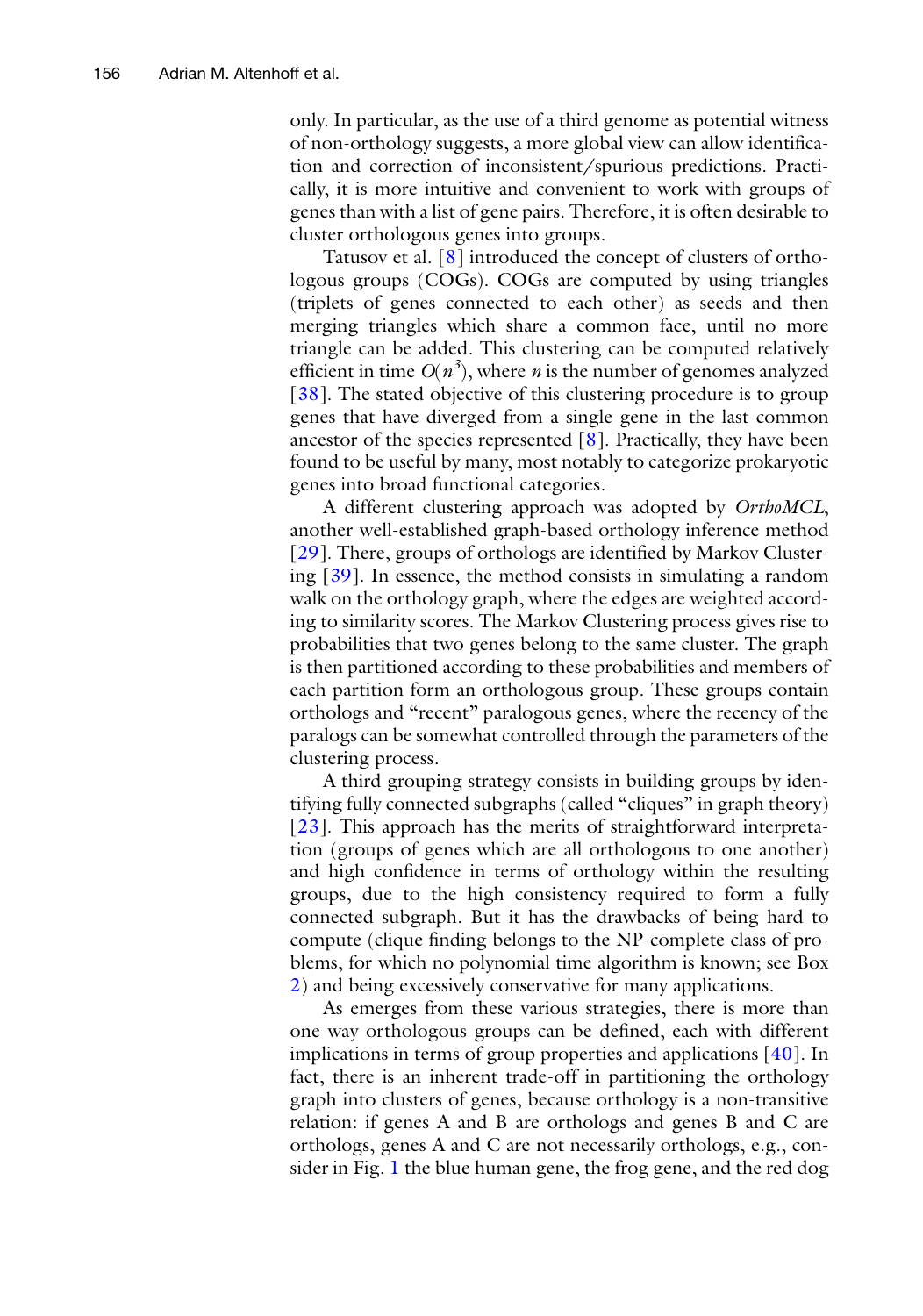only. In particular, as the use of a third genome as potential witness of non-orthology suggests, a more global view can allow identification and correction of inconsistent/spurious predictions. Practically, it is more intuitive and convenient to work with groups of genes than with a list of gene pairs. Therefore, it is often desirable to cluster orthologous genes into groups.

Tatusov et al. [8] introduced the concept of clusters of orthologous groups (COGs). COGs are computed by using triangles (triplets of genes connected to each other) as seeds and then merging triangles which share a common face, until no more triangle can be added. This clustering can be computed relatively efficient in time $O(n^3)$, where $n$ is the number of genomes analyzed [38]. The stated objective of this clustering procedure is to group genes that have diverged from a single gene in the last common ancestor of the species represented [8]. Practically, they have been found to be useful by many, most notably to categorize prokaryotic genes into broad functional categories.

A different clustering approach was adopted by *OrthoMCL*, another well-established graph-based orthology inference method [29]. There, groups of orthologs are identified by Markov Clustering [39]. In essence, the method consists in simulating a random walk on the orthology graph, where the edges are weighted according to similarity scores. The Markov Clustering process gives rise to probabilities that two genes belong to the same cluster. The graph is then partitioned according to these probabilities and members of each partition form an orthologous group. These groups contain orthologs and "recent" paralogous genes, where the recency of the paralogs can be somewhat controlled through the parameters of the clustering process.

A third grouping strategy consists in building groups by identifying fully connected subgraphs (called "cliques" in graph theory) [23]. This approach has the merits of straightforward interpretation (groups of genes which are all orthologous to one another) and high confidence in terms of orthology within the resulting groups, due to the high consistency required to form a fully connected subgraph. But it has the drawbacks of being hard to compute (clique finding belongs to the NP-complete class of problems, for which no polynomial time algorithm is known; see Box 2) and being excessively conservative for many applications.

As emerges from these various strategies, there is more than one way orthologous groups can be defined, each with different implications in terms of group properties and applications [40]. In fact, there is an inherent trade-off in partitioning the orthology graph into clusters of genes, because orthology is a non-transitive relation: if genes A and B are orthologs and genes B and C are orthologs, genes A and C are not necessarily orthologs, e.g., consider in Fig. 1 the blue human gene, the frog gene, and the red dog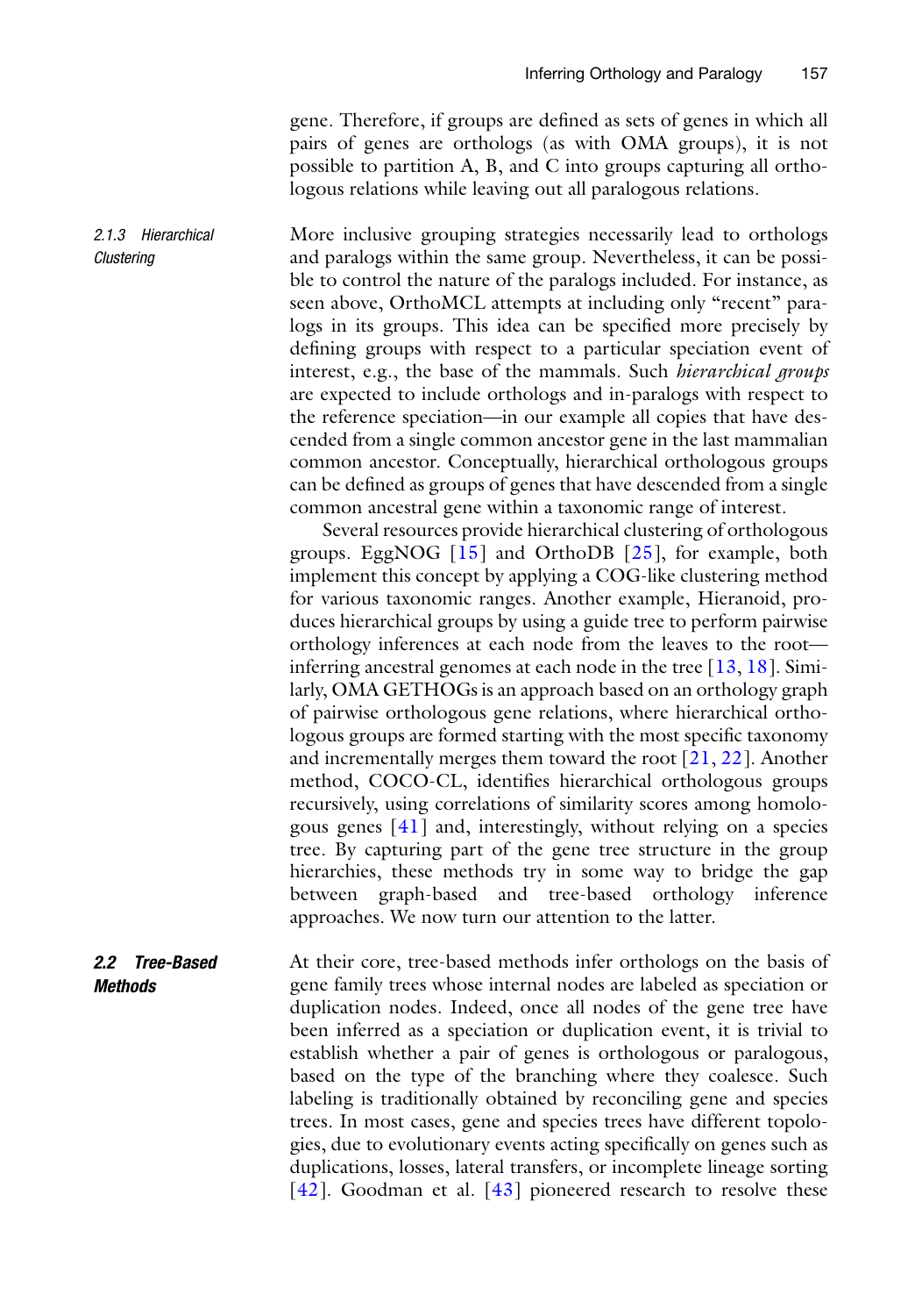gene. Therefore, if groups are defined as sets of genes in which all pairs of genes are orthologs (as with OMA groups), it is not possible to partition A, B, and C into groups capturing all orthologous relations while leaving out all paralogous relations.

### 2.1.3 Hierarchical Clustering

More inclusive grouping strategies necessarily lead to orthologs and paralogs within the same group. Nevertheless, it can be possible to control the nature of the paralogs included. For instance, as seen above, OrthoMCL attempts at including only "recent" paralogs in its groups. This idea can be specified more precisely by defining groups with respect to a particular speciation event of interest, e.g., the base of the mammals. Such *hierarchical groups* are expected to include orthologs and in-paralogs with respect to the reference speciation—in our example all copies that have descended from a single common ancestor gene in the last mammalian common ancestor. Conceptually, hierarchical orthologous groups can be defined as groups of genes that have descended from a single common ancestral gene within a taxonomic range of interest.

Several resources provide hierarchical clustering of orthologous groups. EggNOG [15] and OrthoDB [25], for example, both implement this concept by applying a COG-like clustering method for various taxonomic ranges. Another example, Hieranoid, produces hierarchical groups by using a guide tree to perform pairwise orthology inferences at each node from the leaves to the root—inferring ancestral genomes at each node in the tree [13, 18]. Similarly, OMA GETHOGs is an approach based on an orthology graph of pairwise orthologous gene relations, where hierarchical orthologous groups are formed starting with the most specific taxonomy and incrementally merges them toward the root [21, 22]. Another method, COCO-CL, identifies hierarchical orthologous groups recursively, using correlations of similarity scores among homologous genes [41] and, interestingly, without relying on a species tree. By capturing part of the gene tree structure in the group hierarchies, these methods try in some way to bridge the gap between graph-based and tree-based orthology inference approaches. We now turn our attention to the latter.

## 2.2 Tree-Based Methods

At their core, tree-based methods infer orthologs on the basis of gene family trees whose internal nodes are labeled as speciation or duplication nodes. Indeed, once all nodes of the gene tree have been inferred as a speciation or duplication event, it is trivial to establish whether a pair of genes is orthologous or paralogous, based on the type of the branching where they coalesce. Such labeling is traditionally obtained by reconciling gene and species trees. In most cases, gene and species trees have different topologies, due to evolutionary events acting specifically on genes such as duplications, losses, lateral transfers, or incomplete lineage sorting [42]. Goodman et al. [43] pioneered research to resolve these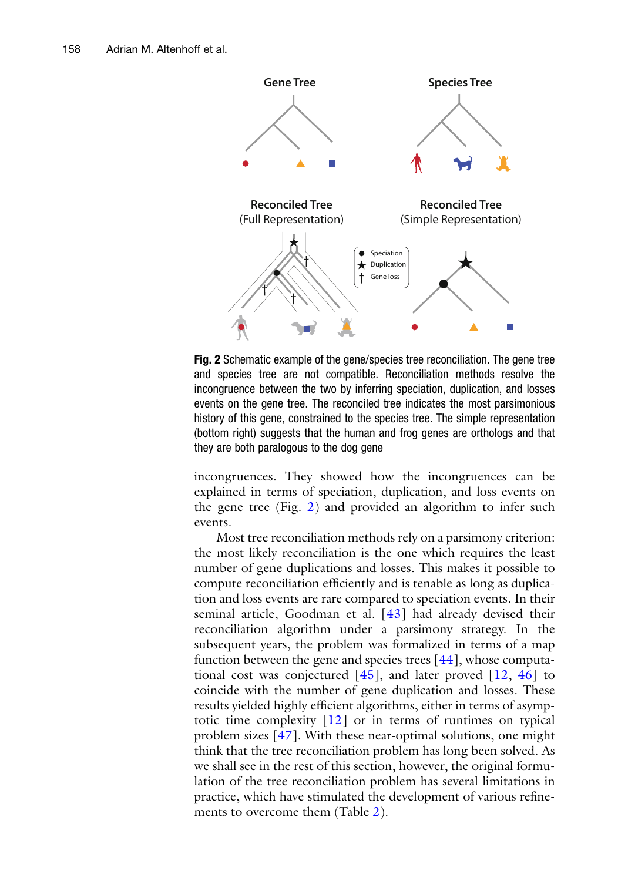**Fig. 2** Schematic example of the gene/species tree reconciliation. The gene tree and species tree are not compatible. Reconciliation methods resolve the incongruence between the two by inferring speciation, duplication, and losses events on the gene tree. The reconciled tree indicates the most parsimonious history of this gene, constrained to the species tree. The simple representation (bottom right) suggests that the human and frog genes are orthologs and that they are both paralogous to the dog gene

incongruences. They showed how the incongruences can be explained in terms of speciation, duplication, and loss events on the gene tree (Fig. 2) and provided an algorithm to infer such events.

Most tree reconciliation methods rely on a parsimony criterion: the most likely reconciliation is the one which requires the least number of gene duplications and losses. This makes it possible to compute reconciliation efficiently and is tenable as long as duplication and loss events are rare compared to speciation events. In their seminal article, Goodman et al. [43] had already devised their reconciliation algorithm under a parsimony strategy. In the subsequent years, the problem was formalized in terms of a map function between the gene and species trees [44], whose computational cost was conjectured [45], and later proved [12, 46] to coincide with the number of gene duplication and losses. These results yielded highly efficient algorithms, either in terms of asymptotic time complexity [12] or in terms of runtimes on typical problem sizes [47]. With these near-optimal solutions, one might think that the tree reconciliation problem has long been solved. As we shall see in the rest of this section, however, the original formulation of the tree reconciliation problem has several limitations in practice, which have stimulated the development of various refinements to overcome them (Table 2).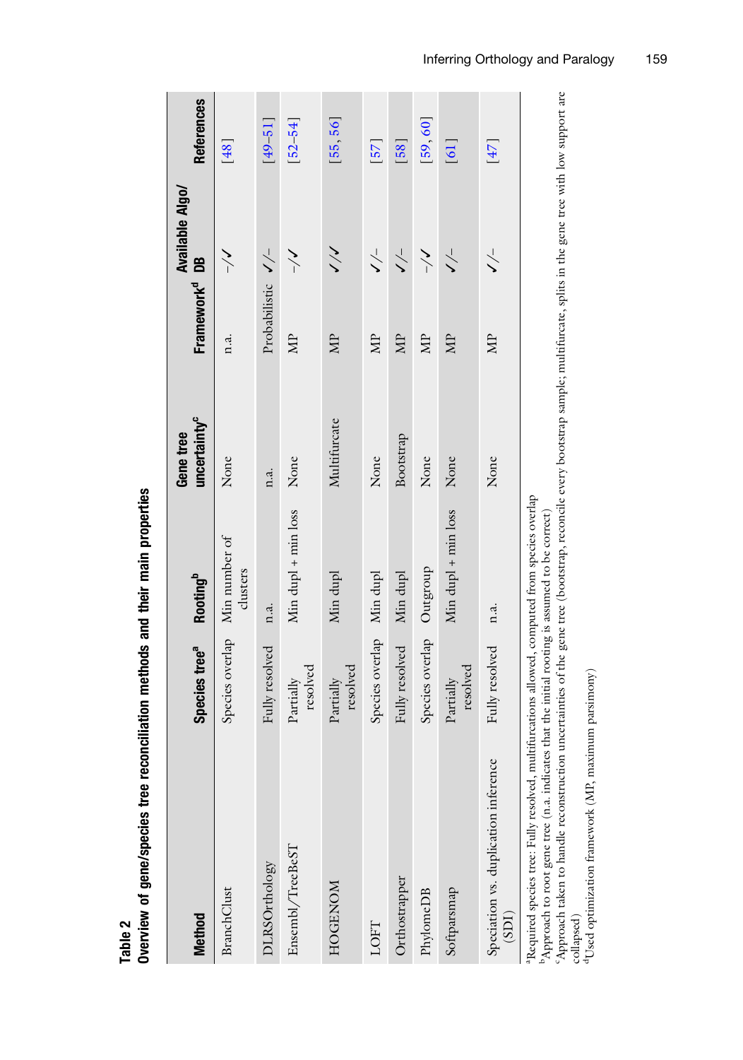**Table 2**
**Overview of gene/species tree reconciliation methods and their main properties**

| Method | Species tree[a] | Rooting[b] | Gene tree uncertainty[c] | Framework[d] | Available Algo/DB | References |
|---|---|---|---|---|---|---|
| BranchClust | Species overlap | Min number of clusters | None | n.a. | –/✓ | [48] |
| DLRSOrthology | Fully resolved | n.a. | n.a. | Probabilistic | ✓/– | [49–51] |
| Ensembl/TreeBeST | Partially resolved | Min dupl + min loss | None | MP | –/✓ | [52–54] |
| HOGENOM | Partially resolved | Min dupl | Multifurcate | MP | ✓/✓ | [55, 56] |
| LOFT | Species overlap | Min dupl | None | MP | ✓/– | [57] |
| Orthostrapper | Fully resolved | Min dupl | Bootstrap | MP | ✓/– | [58] |
| PhylomeDB | Species overlap | Outgroup | None | MP | –/✓ | [59, 60] |
| Softparsmap | Partially resolved | Min dupl + min loss | None | MP | ✓/– | [61] |
| Speciation vs. duplication inference (SDI) | Fully resolved | n.a. | None | MP | ✓/– | [47] |

[a]Required species tree: Fully resolved, multifurcations allowed, computed from species overlap
[b]Approach to root gene tree (n.a. indicates that the initial rooting is assumed to be correct)
[c]Approach taken to handle reconstruction uncertainties of the gene tree (bootstrap, reconcile every bootstrap sample; multifurcate, splits in the gene tree with low support are collapsed)
[d]Used optimization framework (MP, maximum parsimony)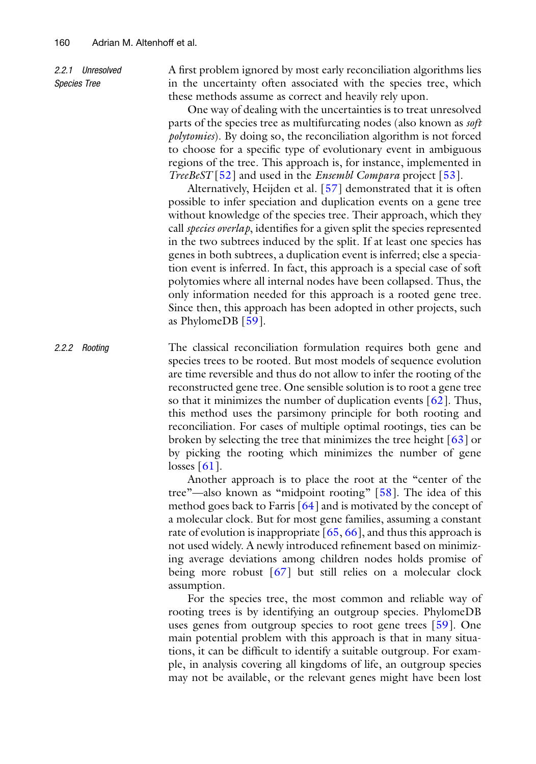#### 2.2.1 Unresolved Species Tree

A first problem ignored by most early reconciliation algorithms lies in the uncertainty often associated with the species tree, which these methods assume as correct and heavily rely upon.

One way of dealing with the uncertainties is to treat unresolved parts of the species tree as multifurcating nodes (also known as *soft polytomies*). By doing so, the reconciliation algorithm is not forced to choose for a specific type of evolutionary event in ambiguous regions of the tree. This approach is, for instance, implemented in *TreeBeST* [52] and used in the *Ensembl Compara* project [53].

Alternatively, Heijden et al. [57] demonstrated that it is often possible to infer speciation and duplication events on a gene tree without knowledge of the species tree. Their approach, which they call *species overlap*, identifies for a given split the species represented in the two subtrees induced by the split. If at least one species has genes in both subtrees, a duplication event is inferred; else a speciation event is inferred. In fact, this approach is a special case of soft polytomies where all internal nodes have been collapsed. Thus, the only information needed for this approach is a rooted gene tree. Since then, this approach has been adopted in other projects, such as PhylomeDB [59].

#### 2.2.2 Rooting

The classical reconciliation formulation requires both gene and species trees to be rooted. But most models of sequence evolution are time reversible and thus do not allow to infer the rooting of the reconstructed gene tree. One sensible solution is to root a gene tree so that it minimizes the number of duplication events [62]. Thus, this method uses the parsimony principle for both rooting and reconciliation. For cases of multiple optimal rootings, ties can be broken by selecting the tree that minimizes the tree height [63] or by picking the rooting which minimizes the number of gene losses [61].

Another approach is to place the root at the "center of the tree"—also known as "midpoint rooting" [58]. The idea of this method goes back to Farris [64] and is motivated by the concept of a molecular clock. But for most gene families, assuming a constant rate of evolution is inappropriate [65, 66], and thus this approach is not used widely. A newly introduced refinement based on minimizing average deviations among children nodes holds promise of being more robust [67] but still relies on a molecular clock assumption.

For the species tree, the most common and reliable way of rooting trees is by identifying an outgroup species. PhylomeDB uses genes from outgroup species to root gene trees [59]. One main potential problem with this approach is that in many situations, it can be difficult to identify a suitable outgroup. For example, in analysis covering all kingdoms of life, an outgroup species may not be available, or the relevant genes might have been lost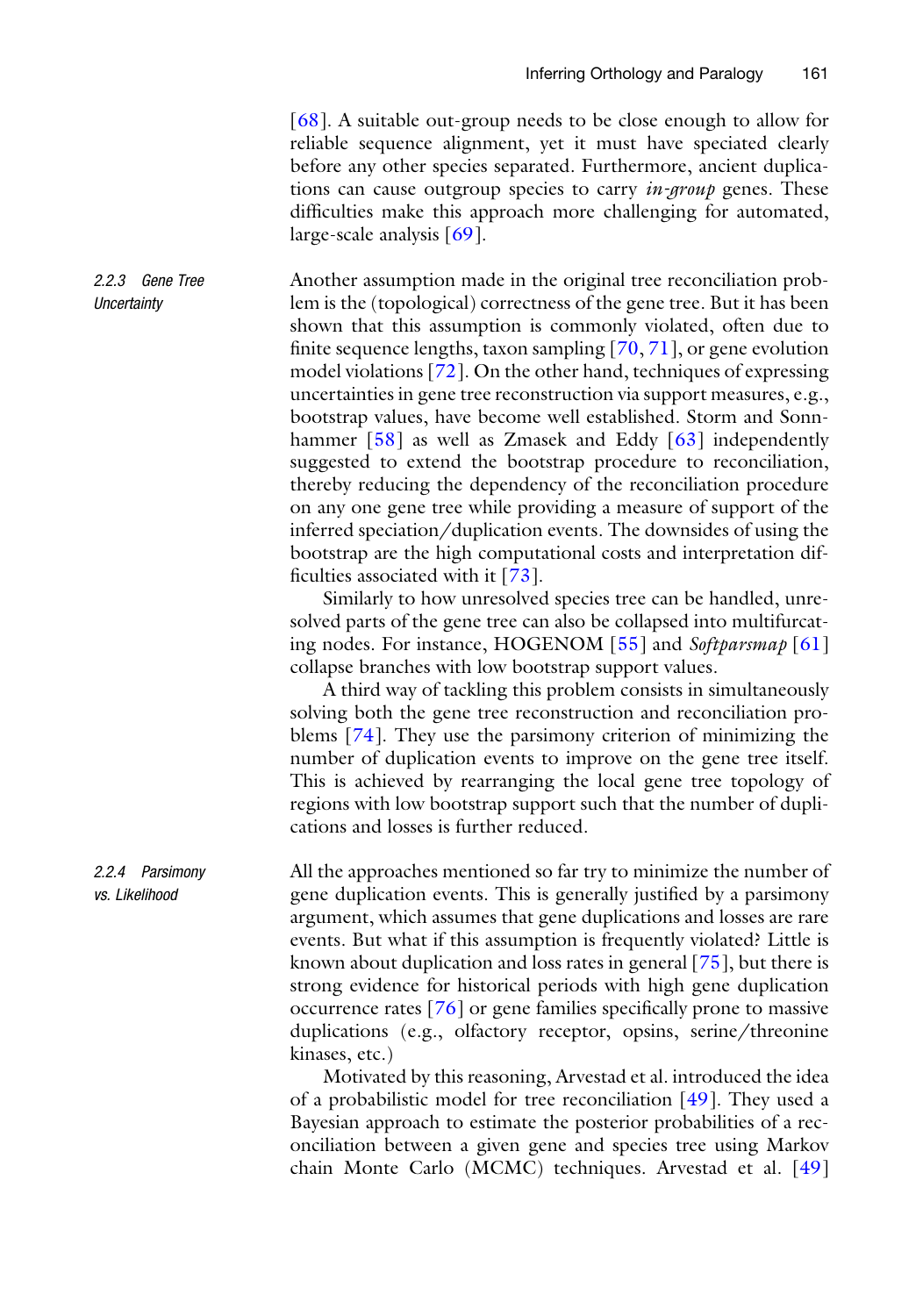[68]. A suitable out-group needs to be close enough to allow for reliable sequence alignment, yet it must have speciated clearly before any other species separated. Furthermore, ancient duplications can cause outgroup species to carry *in-group* genes. These difficulties make this approach more challenging for automated, large-scale analysis [69].

### 2.2.3 Gene Tree Uncertainty

Another assumption made in the original tree reconciliation problem is the (topological) correctness of the gene tree. But it has been shown that this assumption is commonly violated, often due to finite sequence lengths, taxon sampling [70, 71], or gene evolution model violations [72]. On the other hand, techniques of expressing uncertainties in gene tree reconstruction via support measures, e.g., bootstrap values, have become well established. Storm and Sonnhammer [58] as well as Zmasek and Eddy [63] independently suggested to extend the bootstrap procedure to reconciliation, thereby reducing the dependency of the reconciliation procedure on any one gene tree while providing a measure of support of the inferred speciation/duplication events. The downsides of using the bootstrap are the high computational costs and interpretation difficulties associated with it [73].

Similarly to how unresolved species tree can be handled, unresolved parts of the gene tree can also be collapsed into multifurcating nodes. For instance, HOGENOM [55] and *Softparsmap* [61] collapse branches with low bootstrap support values.

A third way of tackling this problem consists in simultaneously solving both the gene tree reconstruction and reconciliation problems [74]. They use the parsimony criterion of minimizing the number of duplication events to improve on the gene tree itself. This is achieved by rearranging the local gene tree topology of regions with low bootstrap support such that the number of duplications and losses is further reduced.

### 2.2.4 Parsimony vs. Likelihood

All the approaches mentioned so far try to minimize the number of gene duplication events. This is generally justified by a parsimony argument, which assumes that gene duplications and losses are rare events. But what if this assumption is frequently violated? Little is known about duplication and loss rates in general [75], but there is strong evidence for historical periods with high gene duplication occurrence rates [76] or gene families specifically prone to massive duplications (e.g., olfactory receptor, opsins, serine/threonine kinases, etc.)

Motivated by this reasoning, Arvestad et al. introduced the idea of a probabilistic model for tree reconciliation [49]. They used a Bayesian approach to estimate the posterior probabilities of a reconciliation between a given gene and species tree using Markov chain Monte Carlo (MCMC) techniques. Arvestad et al. [49]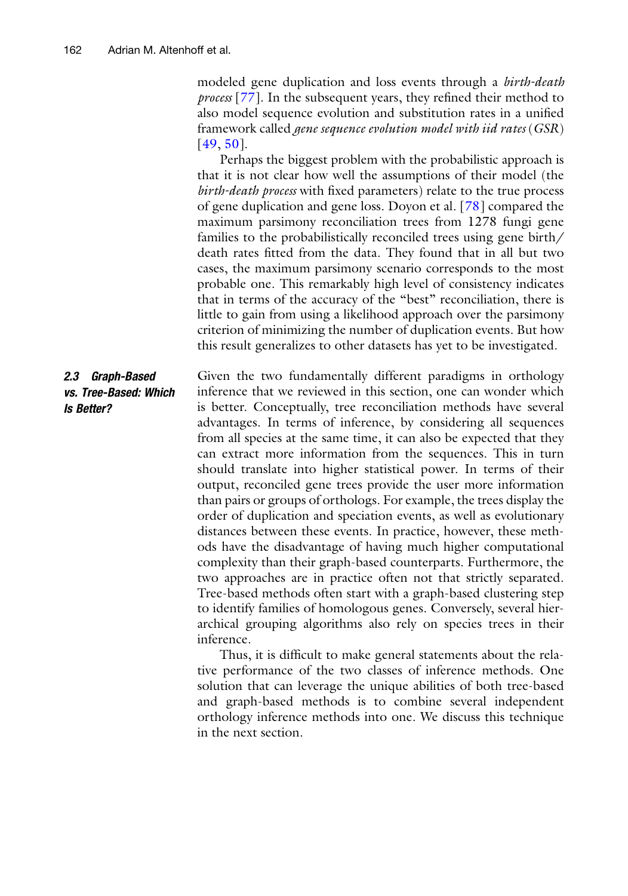modeled gene duplication and loss events through a *birth-death process* [77]. In the subsequent years, they refined their method to also model sequence evolution and substitution rates in a unified framework called *gene sequence evolution model with iid rates* (*GSR*) [49, 50].

Perhaps the biggest problem with the probabilistic approach is that it is not clear how well the assumptions of their model (the *birth-death process* with fixed parameters) relate to the true process of gene duplication and gene loss. Doyon et al. [78] compared the maximum parsimony reconciliation trees from 1278 fungi gene families to the probabilistically reconciled trees using gene birth/death rates fitted from the data. They found that in all but two cases, the maximum parsimony scenario corresponds to the most probable one. This remarkably high level of consistency indicates that in terms of the accuracy of the "best" reconciliation, there is little to gain from using a likelihood approach over the parsimony criterion of minimizing the number of duplication events. But how this result generalizes to other datasets has yet to be investigated.

### 2.3 Graph-Based vs. Tree-Based: Which Is Better?

Given the two fundamentally different paradigms in orthology inference that we reviewed in this section, one can wonder which is better. Conceptually, tree reconciliation methods have several advantages. In terms of inference, by considering all sequences from all species at the same time, it can also be expected that they can extract more information from the sequences. This in turn should translate into higher statistical power. In terms of their output, reconciled gene trees provide the user more information than pairs or groups of orthologs. For example, the trees display the order of duplication and speciation events, as well as evolutionary distances between these events. In practice, however, these methods have the disadvantage of having much higher computational complexity than their graph-based counterparts. Furthermore, the two approaches are in practice often not that strictly separated. Tree-based methods often start with a graph-based clustering step to identify families of homologous genes. Conversely, several hierarchical grouping algorithms also rely on species trees in their inference.

Thus, it is difficult to make general statements about the relative performance of the two classes of inference methods. One solution that can leverage the unique abilities of both tree-based and graph-based methods is to combine several independent orthology inference methods into one. We discuss this technique in the next section.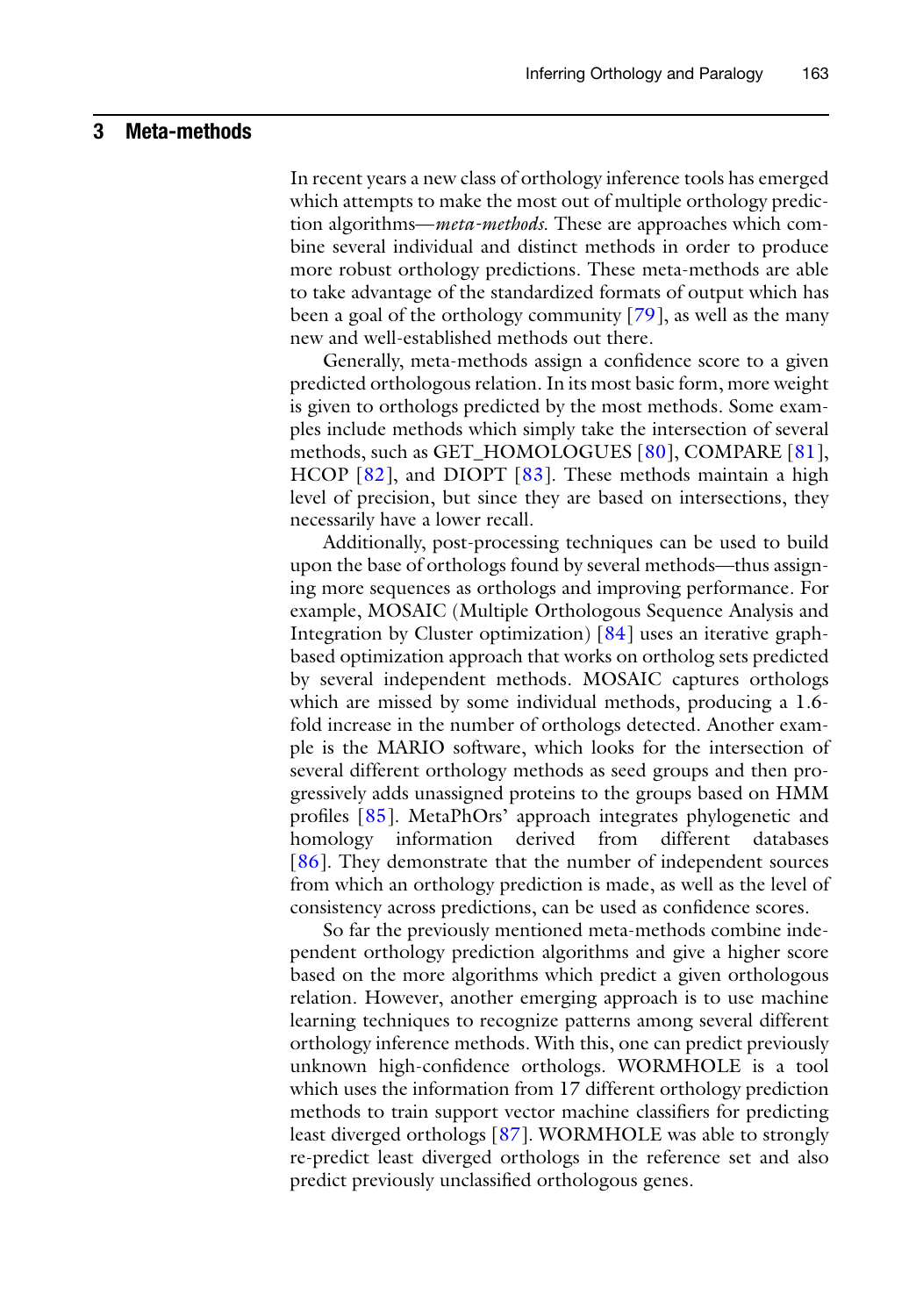## 3 Meta-methods

In recent years a new class of orthology inference tools has emerged which attempts to make the most out of multiple orthology prediction algorithms—*meta-methods*. These are approaches which combine several individual and distinct methods in order to produce more robust orthology predictions. These meta-methods are able to take advantage of the standardized formats of output which has been a goal of the orthology community [79], as well as the many new and well-established methods out there.

Generally, meta-methods assign a confidence score to a given predicted orthologous relation. In its most basic form, more weight is given to orthologs predicted by the most methods. Some examples include methods which simply take the intersection of several methods, such as GET_HOMOLOGUES [80], COMPARE [81], HCOP [82], and DIOPT [83]. These methods maintain a high level of precision, but since they are based on intersections, they necessarily have a lower recall.

Additionally, post-processing techniques can be used to build upon the base of orthologs found by several methods—thus assigning more sequences as orthologs and improving performance. For example, MOSAIC (Multiple Orthologous Sequence Analysis and Integration by Cluster optimization) [84] uses an iterative graph-based optimization approach that works on ortholog sets predicted by several independent methods. MOSAIC captures orthologs which are missed by some individual methods, producing a 1.6-fold increase in the number of orthologs detected. Another example is the MARIO software, which looks for the intersection of several different orthology methods as seed groups and then progressively adds unassigned proteins to the groups based on HMM profiles [85]. MetaPhOrs' approach integrates phylogenetic and homology information derived from different databases [86]. They demonstrate that the number of independent sources from which an orthology prediction is made, as well as the level of consistency across predictions, can be used as confidence scores.

So far the previously mentioned meta-methods combine independent orthology prediction algorithms and give a higher score based on the more algorithms which predict a given orthologous relation. However, another emerging approach is to use machine learning techniques to recognize patterns among several different orthology inference methods. With this, one can predict previously unknown high-confidence orthologs. WORMHOLE is a tool which uses the information from 17 different orthology prediction methods to train support vector machine classifiers for predicting least diverged orthologs [87]. WORMHOLE was able to strongly re-predict least diverged orthologs in the reference set and also predict previously unclassified orthologous genes.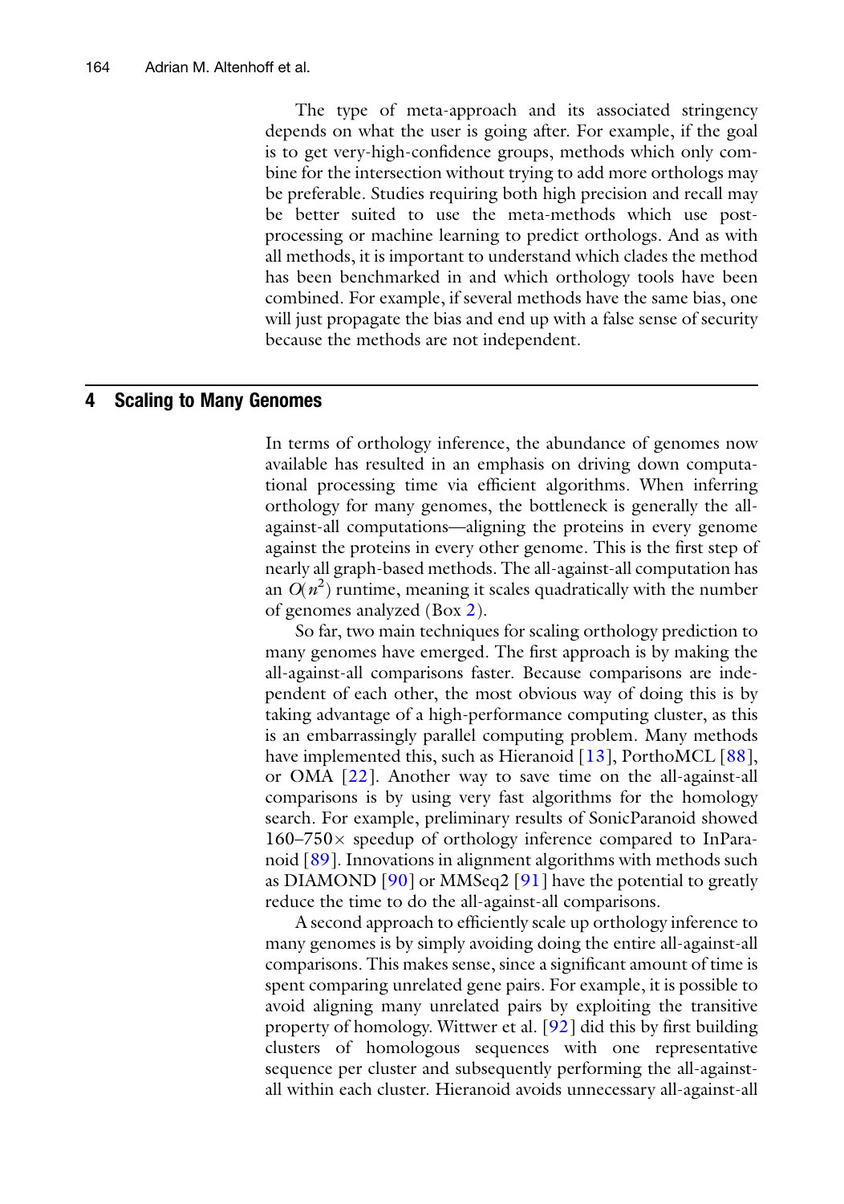The type of meta-approach and its associated stringency depends on what the user is going after. For example, if the goal is to get very-high-confidence groups, methods which only combine for the intersection without trying to add more orthologs may be preferable. Studies requiring both high precision and recall may be better suited to use the meta-methods which use post-processing or machine learning to predict orthologs. And as with all methods, it is important to understand which clades the method has been benchmarked in and which orthology tools have been combined. For example, if several methods have the same bias, one will just propagate the bias and end up with a false sense of security because the methods are not independent.

## 4 Scaling to Many Genomes

In terms of orthology inference, the abundance of genomes now available has resulted in an emphasis on driving down computational processing time via efficient algorithms. When inferring orthology for many genomes, the bottleneck is generally the all-against-all computations—aligning the proteins in every genome against the proteins in every other genome. This is the first step of nearly all graph-based methods. The all-against-all computation has an $O(n^2)$ runtime, meaning it scales quadratically with the number of genomes analyzed (Box 2).

So far, two main techniques for scaling orthology prediction to many genomes have emerged. The first approach is by making the all-against-all comparisons faster. Because comparisons are independent of each other, the most obvious way of doing this is by taking advantage of a high-performance computing cluster, as this is an embarrassingly parallel computing problem. Many methods have implemented this, such as Hieranoid [13], PorthoMCL [88], or OMA [22]. Another way to save time on the all-against-all comparisons is by using very fast algorithms for the homology search. For example, preliminary results of SonicParanoid showed 160–750× speedup of orthology inference compared to InParanoid [89]. Innovations in alignment algorithms with methods such as DIAMOND [90] or MMSeq2 [91] have the potential to greatly reduce the time to do the all-against-all comparisons.

A second approach to efficiently scale up orthology inference to many genomes is by simply avoiding doing the entire all-against-all comparisons. This makes sense, since a significant amount of time is spent comparing unrelated gene pairs. For example, it is possible to avoid aligning many unrelated pairs by exploiting the transitive property of homology. Wittwer et al. [92] did this by first building clusters of homologous sequences with one representative sequence per cluster and subsequently performing the all-against-all within each cluster. Hieranoid avoids unnecessary all-against-all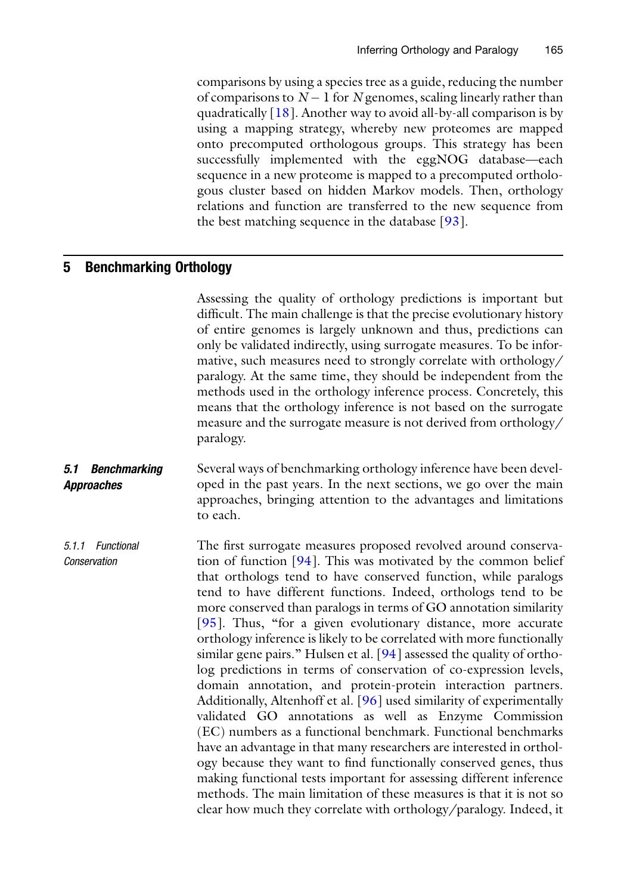comparisons by using a species tree as a guide, reducing the number of comparisons to $N - 1$ for $N$ genomes, scaling linearly rather than quadratically [18]. Another way to avoid all-by-all comparison is by using a mapping strategy, whereby new proteomes are mapped onto precomputed orthologous groups. This strategy has been successfully implemented with the eggNOG database—each sequence in a new proteome is mapped to a precomputed orthologous cluster based on hidden Markov models. Then, orthology relations and function are transferred to the new sequence from the best matching sequence in the database [93].

## 5 Benchmarking Orthology

Assessing the quality of orthology predictions is important but difficult. The main challenge is that the precise evolutionary history of entire genomes is largely unknown and thus, predictions can only be validated indirectly, using surrogate measures. To be informative, such measures need to strongly correlate with orthology/paralogy. At the same time, they should be independent from the methods used in the orthology inference process. Concretely, this means that the orthology inference is not based on the surrogate measure and the surrogate measure is not derived from orthology/paralogy.

### 5.1 Benchmarking Approaches

Several ways of benchmarking orthology inference have been developed in the past years. In the next sections, we go over the main approaches, bringing attention to the advantages and limitations to each.

#### 5.1.1 Functional Conservation

The first surrogate measures proposed revolved around conservation of function [94]. This was motivated by the common belief that orthologs tend to have conserved function, while paralogs tend to have different functions. Indeed, orthologs tend to be more conserved than paralogs in terms of GO annotation similarity [95]. Thus, "for a given evolutionary distance, more accurate orthology inference is likely to be correlated with more functionally similar gene pairs." Hulsen et al. [94] assessed the quality of ortholog predictions in terms of conservation of co-expression levels, domain annotation, and protein-protein interaction partners. Additionally, Altenhoff et al. [96] used similarity of experimentally validated GO annotations as well as Enzyme Commission (EC) numbers as a functional benchmark. Functional benchmarks have an advantage in that many researchers are interested in orthology because they want to find functionally conserved genes, thus making functional tests important for assessing different inference methods. The main limitation of these measures is that it is not so clear how much they correlate with orthology/paralogy. Indeed, it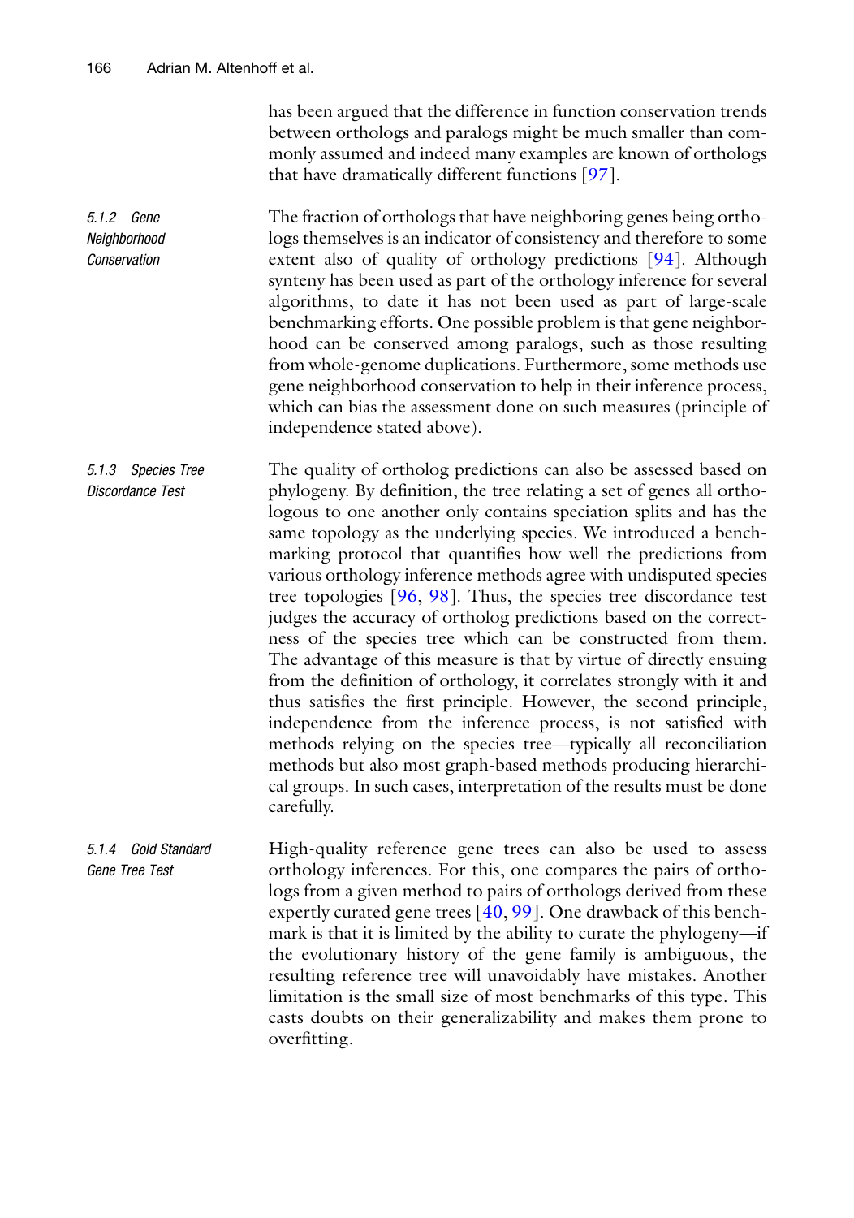has been argued that the difference in function conservation trends between orthologs and paralogs might be much smaller than commonly assumed and indeed many examples are known of orthologs that have dramatically different functions [97].

#### 5.1.2 Gene Neighborhood Conservation

The fraction of orthologs that have neighboring genes being orthologs themselves is an indicator of consistency and therefore to some extent also of quality of orthology predictions [94]. Although synteny has been used as part of the orthology inference for several algorithms, to date it has not been used as part of large-scale benchmarking efforts. One possible problem is that gene neighborhood can be conserved among paralogs, such as those resulting from whole-genome duplications. Furthermore, some methods use gene neighborhood conservation to help in their inference process, which can bias the assessment done on such measures (principle of independence stated above).

#### 5.1.3 Species Tree Discordance Test

The quality of ortholog predictions can also be assessed based on phylogeny. By definition, the tree relating a set of genes all orthologous to one another only contains speciation splits and has the same topology as the underlying species. We introduced a benchmarking protocol that quantifies how well the predictions from various orthology inference methods agree with undisputed species tree topologies [96, 98]. Thus, the species tree discordance test judges the accuracy of ortholog predictions based on the correctness of the species tree which can be constructed from them. The advantage of this measure is that by virtue of directly ensuing from the definition of orthology, it correlates strongly with it and thus satisfies the first principle. However, the second principle, independence from the inference process, is not satisfied with methods relying on the species tree—typically all reconciliation methods but also most graph-based methods producing hierarchical groups. In such cases, interpretation of the results must be done carefully.

#### 5.1.4 Gold Standard Gene Tree Test

High-quality reference gene trees can also be used to assess orthology inferences. For this, one compares the pairs of orthologs from a given method to pairs of orthologs derived from these expertly curated gene trees [40, 99]. One drawback of this benchmark is that it is limited by the ability to curate the phylogeny—if the evolutionary history of the gene family is ambiguous, the resulting reference tree will unavoidably have mistakes. Another limitation is the small size of most benchmarks of this type. This casts doubts on their generalizability and makes them prone to overfitting.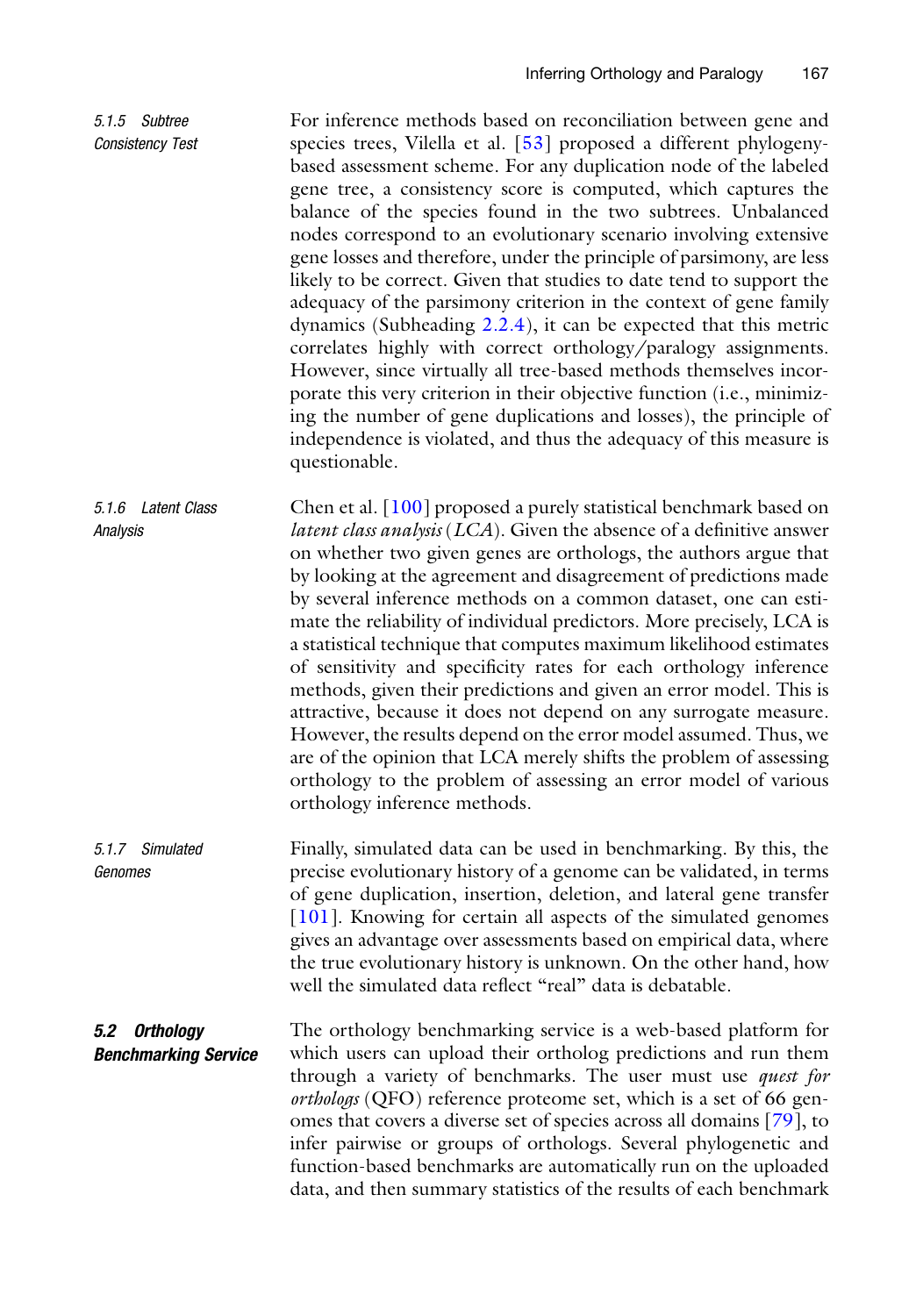#### 5.1.5 Subtree Consistency Test

For inference methods based on reconciliation between gene and species trees, Vilella et al. [53] proposed a different phylogeny-based assessment scheme. For any duplication node of the labeled gene tree, a consistency score is computed, which captures the balance of the species found in the two subtrees. Unbalanced nodes correspond to an evolutionary scenario involving extensive gene losses and therefore, under the principle of parsimony, are less likely to be correct. Given that studies to date tend to support the adequacy of the parsimony criterion in the context of gene family dynamics (Subheading 2.2.4), it can be expected that this metric correlates highly with correct orthology/paralogy assignments. However, since virtually all tree-based methods themselves incorporate this very criterion in their objective function (i.e., minimizing the number of gene duplications and losses), the principle of independence is violated, and thus the adequacy of this measure is questionable.

#### 5.1.6 Latent Class Analysis

Chen et al. [100] proposed a purely statistical benchmark based on *latent class analysis* (*LCA*). Given the absence of a definitive answer on whether two given genes are orthologs, the authors argue that by looking at the agreement and disagreement of predictions made by several inference methods on a common dataset, one can estimate the reliability of individual predictors. More precisely, LCA is a statistical technique that computes maximum likelihood estimates of sensitivity and specificity rates for each orthology inference methods, given their predictions and given an error model. This is attractive, because it does not depend on any surrogate measure. However, the results depend on the error model assumed. Thus, we are of the opinion that LCA merely shifts the problem of assessing orthology to the problem of assessing an error model of various orthology inference methods.

#### 5.1.7 Simulated Genomes

Finally, simulated data can be used in benchmarking. By this, the precise evolutionary history of a genome can be validated, in terms of gene duplication, insertion, deletion, and lateral gene transfer [101]. Knowing for certain all aspects of the simulated genomes gives an advantage over assessments based on empirical data, where the true evolutionary history is unknown. On the other hand, how well the simulated data reflect "real" data is debatable.

### 5.2 Orthology Benchmarking Service

The orthology benchmarking service is a web-based platform for which users can upload their ortholog predictions and run them through a variety of benchmarks. The user must use *quest for orthologs* (QFO) reference proteome set, which is a set of 66 genomes that covers a diverse set of species across all domains [79], to infer pairwise or groups of orthologs. Several phylogenetic and function-based benchmarks are automatically run on the uploaded data, and then summary statistics of the results of each benchmark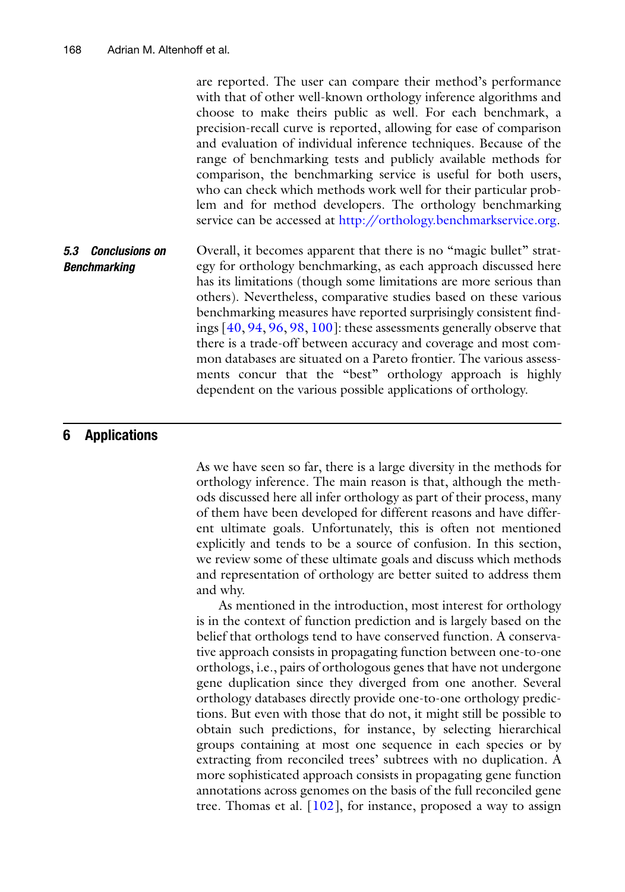are reported. The user can compare their method's performance with that of other well-known orthology inference algorithms and choose to make theirs public as well. For each benchmark, a precision-recall curve is reported, allowing for ease of comparison and evaluation of individual inference techniques. Because of the range of benchmarking tests and publicly available methods for comparison, the benchmarking service is useful for both users, who can check which methods work well for their particular problem and for method developers. The orthology benchmarking service can be accessed at http://orthology.benchmarkservice.org.

### 5.3 Conclusions on Benchmarking

Overall, it becomes apparent that there is no "magic bullet" strategy for orthology benchmarking, as each approach discussed here has its limitations (though some limitations are more serious than others). Nevertheless, comparative studies based on these various benchmarking measures have reported surprisingly consistent findings [40, 94, 96, 98, 100]: these assessments generally observe that there is a trade-off between accuracy and coverage and most common databases are situated on a Pareto frontier. The various assessments concur that the "best" orthology approach is highly dependent on the various possible applications of orthology.

## 6 Applications

As we have seen so far, there is a large diversity in the methods for orthology inference. The main reason is that, although the methods discussed here all infer orthology as part of their process, many of them have been developed for different reasons and have different ultimate goals. Unfortunately, this is often not mentioned explicitly and tends to be a source of confusion. In this section, we review some of these ultimate goals and discuss which methods and representation of orthology are better suited to address them and why.

As mentioned in the introduction, most interest for orthology is in the context of function prediction and is largely based on the belief that orthologs tend to have conserved function. A conservative approach consists in propagating function between one-to-one orthologs, i.e., pairs of orthologous genes that have not undergone gene duplication since they diverged from one another. Several orthology databases directly provide one-to-one orthology predictions. But even with those that do not, it might still be possible to obtain such predictions, for instance, by selecting hierarchical groups containing at most one sequence in each species or by extracting from reconciled trees' subtrees with no duplication. A more sophisticated approach consists in propagating gene function annotations across genomes on the basis of the full reconciled gene tree. Thomas et al. [102], for instance, proposed a way to assign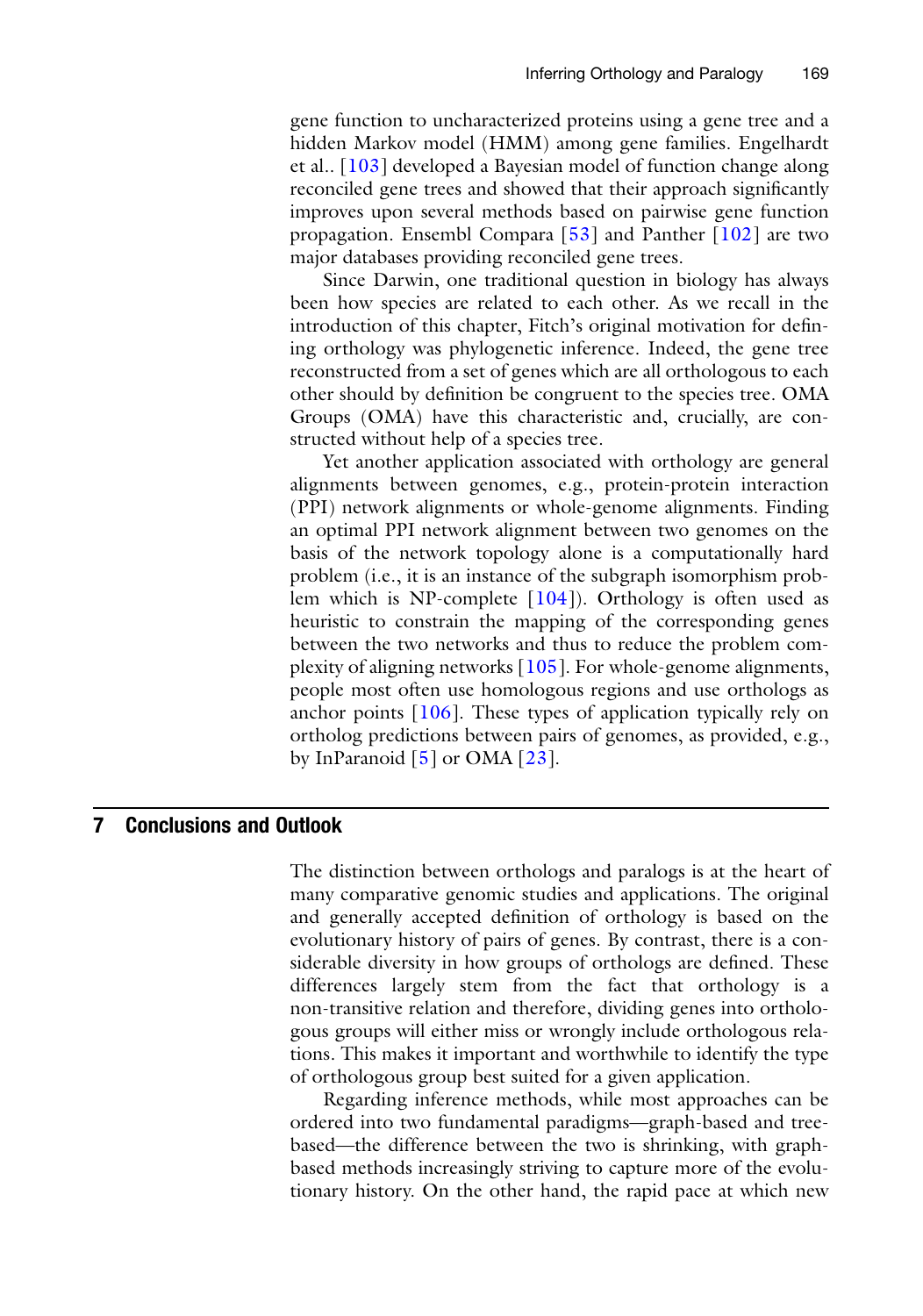gene function to uncharacterized proteins using a gene tree and a hidden Markov model (HMM) among gene families. Engelhardt et al.. [103] developed a Bayesian model of function change along reconciled gene trees and showed that their approach significantly improves upon several methods based on pairwise gene function propagation. Ensembl Compara [53] and Panther [102] are two major databases providing reconciled gene trees.

Since Darwin, one traditional question in biology has always been how species are related to each other. As we recall in the introduction of this chapter, Fitch's original motivation for defining orthology was phylogenetic inference. Indeed, the gene tree reconstructed from a set of genes which are all orthologous to each other should by definition be congruent to the species tree. OMA Groups (OMA) have this characteristic and, crucially, are constructed without help of a species tree.

Yet another application associated with orthology are general alignments between genomes, e.g., protein-protein interaction (PPI) network alignments or whole-genome alignments. Finding an optimal PPI network alignment between two genomes on the basis of the network topology alone is a computationally hard problem (i.e., it is an instance of the subgraph isomorphism problem which is NP-complete [104]). Orthology is often used as heuristic to constrain the mapping of the corresponding genes between the two networks and thus to reduce the problem complexity of aligning networks [105]. For whole-genome alignments, people most often use homologous regions and use orthologs as anchor points [106]. These types of application typically rely on ortholog predictions between pairs of genomes, as provided, e.g., by InParanoid [5] or OMA [23].

## 7 Conclusions and Outlook

The distinction between orthologs and paralogs is at the heart of many comparative genomic studies and applications. The original and generally accepted definition of orthology is based on the evolutionary history of pairs of genes. By contrast, there is a considerable diversity in how groups of orthologs are defined. These differences largely stem from the fact that orthology is a non-transitive relation and therefore, dividing genes into orthologous groups will either miss or wrongly include orthologous relations. This makes it important and worthwhile to identify the type of orthologous group best suited for a given application.

Regarding inference methods, while most approaches can be ordered into two fundamental paradigms—graph-based and tree-based—the difference between the two is shrinking, with graph-based methods increasingly striving to capture more of the evolutionary history. On the other hand, the rapid pace at which new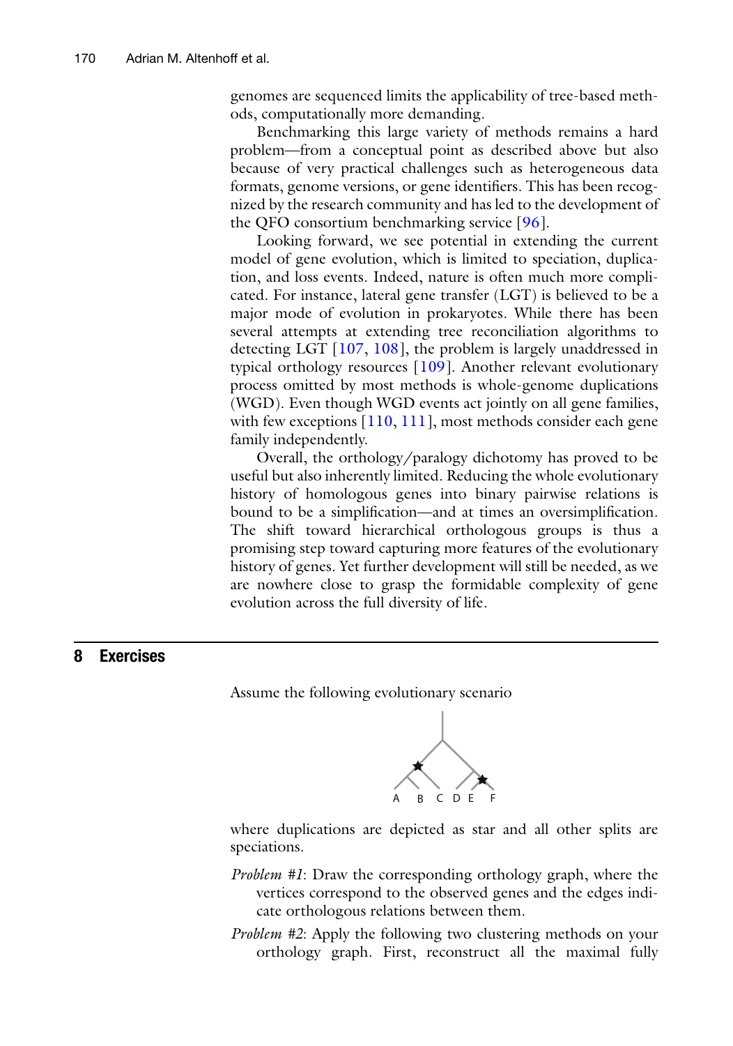genomes are sequenced limits the applicability of tree-based methods, computationally more demanding.

Benchmarking this large variety of methods remains a hard problem—from a conceptual point as described above but also because of very practical challenges such as heterogeneous data formats, genome versions, or gene identifiers. This has been recognized by the research community and has led to the development of the QFO consortium benchmarking service [96].

Looking forward, we see potential in extending the current model of gene evolution, which is limited to speciation, duplication, and loss events. Indeed, nature is often much more complicated. For instance, lateral gene transfer (LGT) is believed to be a major mode of evolution in prokaryotes. While there has been several attempts at extending tree reconciliation algorithms to detecting LGT [107, 108], the problem is largely unaddressed in typical orthology resources [109]. Another relevant evolutionary process omitted by most methods is whole-genome duplications (WGD). Even though WGD events act jointly on all gene families, with few exceptions [110, 111], most methods consider each gene family independently.

Overall, the orthology/paralogy dichotomy has proved to be useful but also inherently limited. Reducing the whole evolutionary history of homologous genes into binary pairwise relations is bound to be a simplification—and at times an oversimplification. The shift toward hierarchical orthologous groups is thus a promising step toward capturing more features of the evolutionary history of genes. Yet further development will still be needed, as we are nowhere close to grasp the formidable complexity of gene evolution across the full diversity of life.

## 8 Exercises

Assume the following evolutionary scenario

where duplications are depicted as star and all other splits are speciations.

*Problem #1*: Draw the corresponding orthology graph, where the vertices correspond to the observed genes and the edges indicate orthologous relations between them.

*Problem #2*: Apply the following two clustering methods on your orthology graph. First, reconstruct all the maximal fully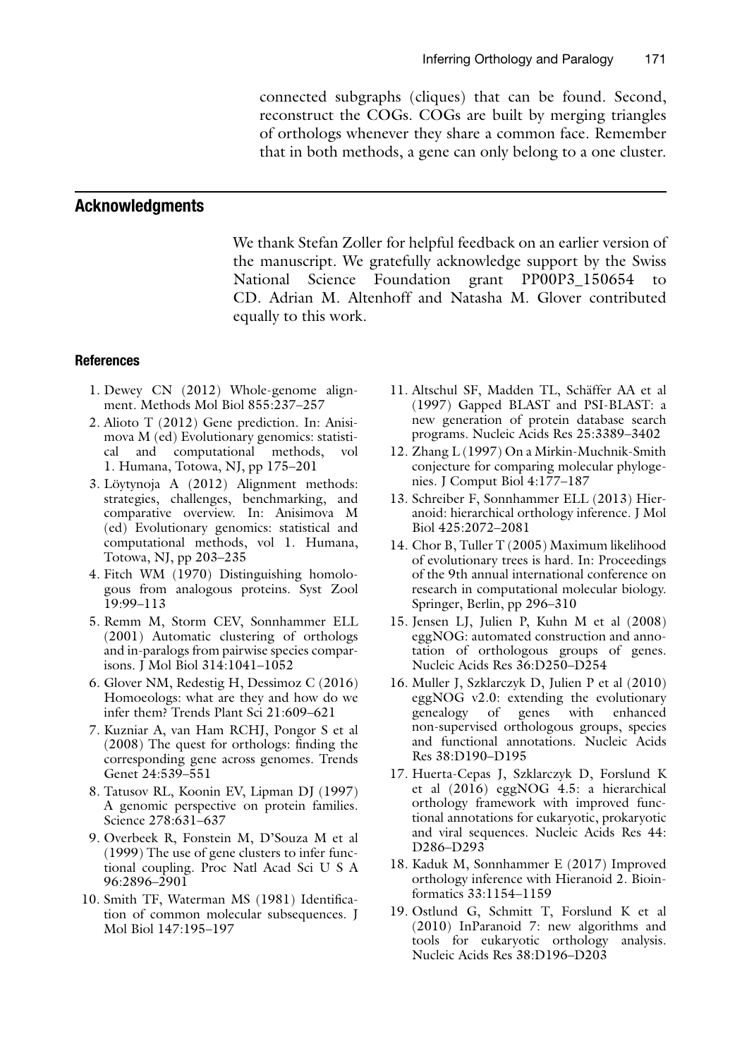connected subgraphs (cliques) that can be found. Second, reconstruct the COGs. COGs are built by merging triangles of orthologs whenever they share a common face. Remember that in both methods, a gene can only belong to a one cluster.

## Acknowledgments

We thank Stefan Zoller for helpful feedback on an earlier version of the manuscript. We gratefully acknowledge support by the Swiss National Science Foundation grant PP00P3_150654 to CD. Adrian M. Altenhoff and Natasha M. Glover contributed equally to this work.

### References

1. Dewey CN (2012) Whole-genome alignment. Methods Mol Biol 855:237–257
2. Alioto T (2012) Gene prediction. In: Anisimova M (ed) Evolutionary genomics: statistical and computational methods, vol 1. Humana, Totowa, NJ, pp 175–201
3. Löytynoja A (2012) Alignment methods: strategies, challenges, benchmarking, and comparative overview. In: Anisimova M (ed) Evolutionary genomics: statistical and computational methods, vol 1. Humana, Totowa, NJ, pp 203–235
4. Fitch WM (1970) Distinguishing homologous from analogous proteins. Syst Zool 19:99–113
5. Remm M, Storm CEV, Sonnhammer ELL (2001) Automatic clustering of orthologs and in-paralogs from pairwise species comparisons. J Mol Biol 314:1041–1052
6. Glover NM, Redestig H, Dessimoz C (2016) Homoeologs: what are they and how do we infer them? Trends Plant Sci 21:609–621
7. Kuzniar A, van Ham RCHJ, Pongor S et al (2008) The quest for orthologs: finding the corresponding gene across genomes. Trends Genet 24:539–551
8. Tatusov RL, Koonin EV, Lipman DJ (1997) A genomic perspective on protein families. Science 278:631–637
9. Overbeek R, Fonstein M, D'Souza M et al (1999) The use of gene clusters to infer functional coupling. Proc Natl Acad Sci U S A 96:2896–2901
10. Smith TF, Waterman MS (1981) Identification of common molecular subsequences. J Mol Biol 147:195–197
11. Altschul SF, Madden TL, Schäffer AA et al (1997) Gapped BLAST and PSI-BLAST: a new generation of protein database search programs. Nucleic Acids Res 25:3389–3402
12. Zhang L (1997) On a Mirkin-Muchnik-Smith conjecture for comparing molecular phylogenies. J Comput Biol 4:177–187
13. Schreiber F, Sonnhammer ELL (2013) Hieranoid: hierarchical orthology inference. J Mol Biol 425:2072–2081
14. Chor B, Tuller T (2005) Maximum likelihood of evolutionary trees is hard. In: Proceedings of the 9th annual international conference on research in computational molecular biology. Springer, Berlin, pp 296–310
15. Jensen LJ, Julien P, Kuhn M et al (2008) eggNOG: automated construction and annotation of orthologous groups of genes. Nucleic Acids Res 36:D250–D254
16. Muller J, Szklarczyk D, Julien P et al (2010) eggNOG v2.0: extending the evolutionary genealogy of genes with enhanced non-supervised orthologous groups, species and functional annotations. Nucleic Acids Res 38:D190–D195
17. Huerta-Cepas J, Szklarczyk D, Forslund K et al (2016) eggNOG 4.5: a hierarchical orthology framework with improved functional annotations for eukaryotic, prokaryotic and viral sequences. Nucleic Acids Res 44: D286–D293
18. Kaduk M, Sonnhammer E (2017) Improved orthology inference with Hieranoid 2. Bioinformatics 33:1154–1159
19. Ostlund G, Schmitt T, Forslund K et al (2010) InParanoid 7: new algorithms and tools for eukaryotic orthology analysis. Nucleic Acids Res 38:D196–D203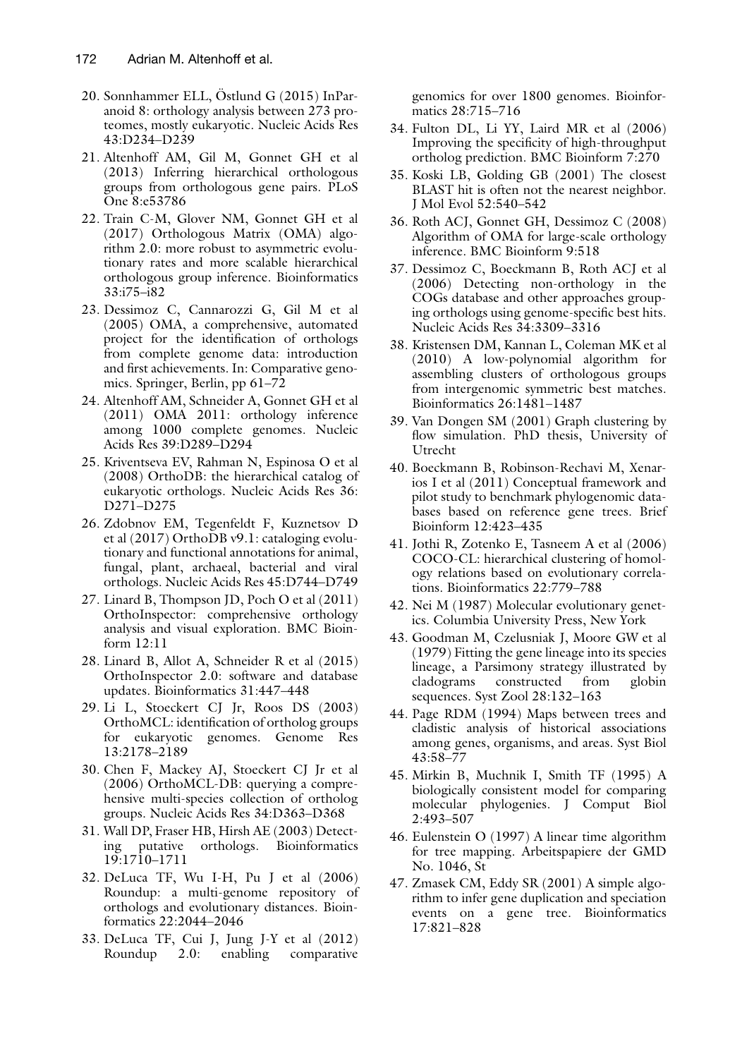20. Sonnhammer ELL, Östlund G (2015) InParanoid 8: orthology analysis between 273 proteomes, mostly eukaryotic. Nucleic Acids Res 43:D234–D239
21. Altenhoff AM, Gil M, Gonnet GH et al (2013) Inferring hierarchical orthologous groups from orthologous gene pairs. PLoS One 8:e53786
22. Train C-M, Glover NM, Gonnet GH et al (2017) Orthologous Matrix (OMA) algorithm 2.0: more robust to asymmetric evolutionary rates and more scalable hierarchical orthologous group inference. Bioinformatics 33:i75–i82
23. Dessimoz C, Cannarozzi G, Gil M et al (2005) OMA, a comprehensive, automated project for the identification of orthologs from complete genome data: introduction and first achievements. In: Comparative genomics. Springer, Berlin, pp 61–72
24. Altenhoff AM, Schneider A, Gonnet GH et al (2011) OMA 2011: orthology inference among 1000 complete genomes. Nucleic Acids Res 39:D289–D294
25. Kriventseva EV, Rahman N, Espinosa O et al (2008) OrthoDB: the hierarchical catalog of eukaryotic orthologs. Nucleic Acids Res 36: D271–D275
26. Zdobnov EM, Tegenfeldt F, Kuznetsov D et al (2017) OrthoDB v9.1: cataloging evolutionary and functional annotations for animal, fungal, plant, archaeal, bacterial and viral orthologs. Nucleic Acids Res 45:D744–D749
27. Linard B, Thompson JD, Poch O et al (2011) OrthoInspector: comprehensive orthology analysis and visual exploration. BMC Bioinform 12:11
28. Linard B, Allot A, Schneider R et al (2015) OrthoInspector 2.0: software and database updates. Bioinformatics 31:447–448
29. Li L, Stoeckert CJ Jr, Roos DS (2003) OrthoMCL: identification of ortholog groups for eukaryotic genomes. Genome Res 13:2178–2189
30. Chen F, Mackey AJ, Stoeckert CJ Jr et al (2006) OrthoMCL-DB: querying a comprehensive multi-species collection of ortholog groups. Nucleic Acids Res 34:D363–D368
31. Wall DP, Fraser HB, Hirsh AE (2003) Detecting putative orthologs. Bioinformatics 19:1710–1711
32. DeLuca TF, Wu I-H, Pu J et al (2006) Roundup: a multi-genome repository of orthologs and evolutionary distances. Bioinformatics 22:2044–2046
33. DeLuca TF, Cui J, Jung J-Y et al (2012) Roundup 2.0: enabling comparative genomics for over 1800 genomes. Bioinformatics 28:715–716
34. Fulton DL, Li YY, Laird MR et al (2006) Improving the specificity of high-throughput ortholog prediction. BMC Bioinform 7:270
35. Koski LB, Golding GB (2001) The closest BLAST hit is often not the nearest neighbor. J Mol Evol 52:540–542
36. Roth ACJ, Gonnet GH, Dessimoz C (2008) Algorithm of OMA for large-scale orthology inference. BMC Bioinform 9:518
37. Dessimoz C, Boeckmann B, Roth ACJ et al (2006) Detecting non-orthology in the COGs database and other approaches grouping orthologs using genome-specific best hits. Nucleic Acids Res 34:3309–3316
38. Kristensen DM, Kannan L, Coleman MK et al (2010) A low-polynomial algorithm for assembling clusters of orthologous groups from intergenomic symmetric best matches. Bioinformatics 26:1481–1487
39. Van Dongen SM (2001) Graph clustering by flow simulation. PhD thesis, University of Utrecht
40. Boeckmann B, Robinson-Rechavi M, Xenarios I et al (2011) Conceptual framework and pilot study to benchmark phylogenomic databases based on reference gene trees. Brief Bioinform 12:423–435
41. Jothi R, Zotenko E, Tasneem A et al (2006) COCO-CL: hierarchical clustering of homology relations based on evolutionary correlations. Bioinformatics 22:779–788
42. Nei M (1987) Molecular evolutionary genetics. Columbia University Press, New York
43. Goodman M, Czelusniak J, Moore GW et al (1979) Fitting the gene lineage into its species lineage, a Parsimony strategy illustrated by cladograms constructed from globin sequences. Syst Zool 28:132–163
44. Page RDM (1994) Maps between trees and cladistic analysis of historical associations among genes, organisms, and areas. Syst Biol 43:58–77
45. Mirkin B, Muchnik I, Smith TF (1995) A biologically consistent model for comparing molecular phylogenies. J Comput Biol 2:493–507
46. Eulenstein O (1997) A linear time algorithm for tree mapping. Arbeitspapiere der GMD No. 1046, St
47. Zmasek CM, Eddy SR (2001) A simple algorithm to infer gene duplication and speciation events on a gene tree. Bioinformatics 17:821–828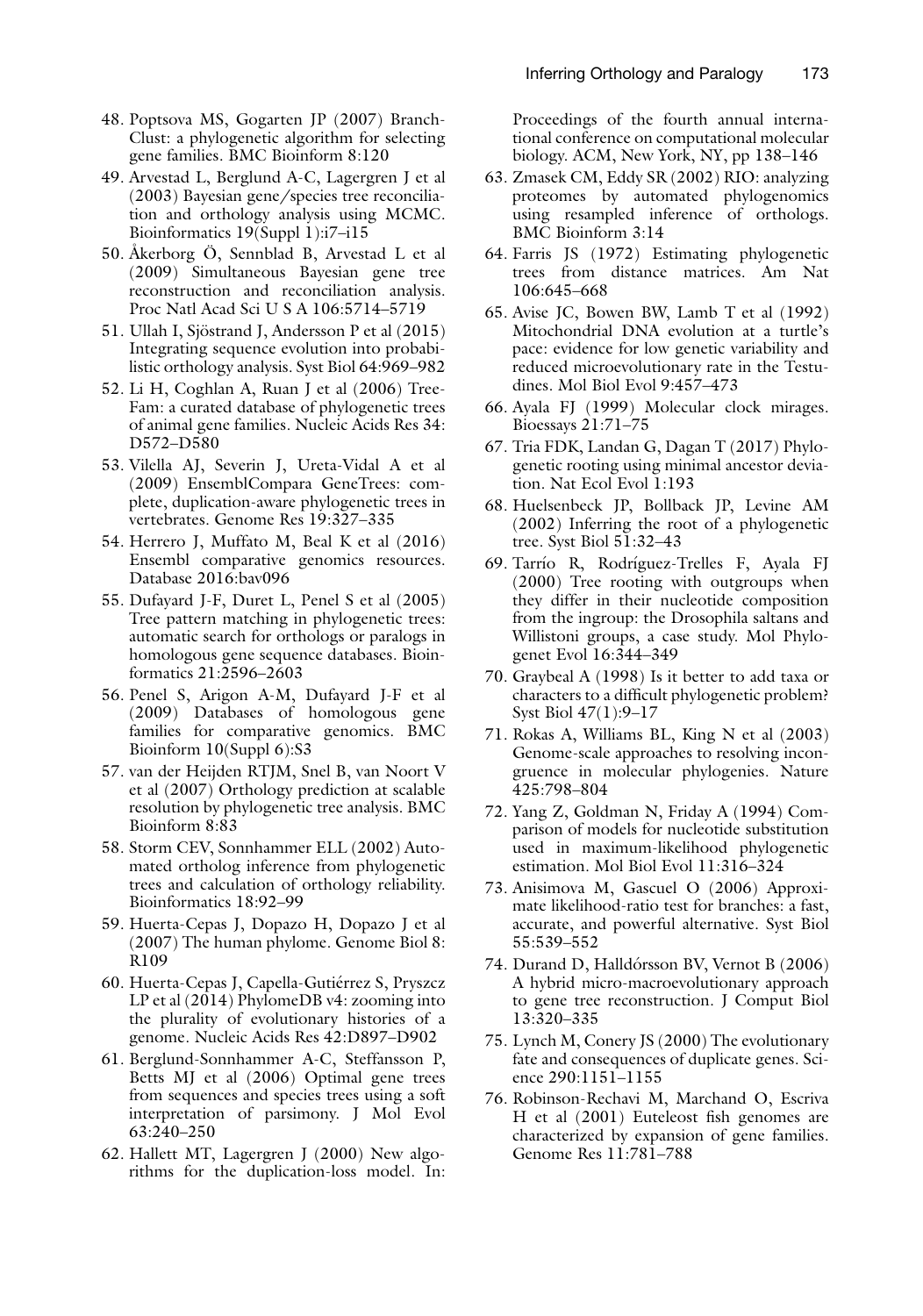48. Poptsova MS, Gogarten JP (2007) BranchClust: a phylogenetic algorithm for selecting gene families. BMC Bioinform 8:120
49. Arvestad L, Berglund A-C, Lagergren J et al (2003) Bayesian gene/species tree reconciliation and orthology analysis using MCMC. Bioinformatics 19(Suppl 1):i7–i15
50. Åkerborg Ö, Sennblad B, Arvestad L et al (2009) Simultaneous Bayesian gene tree reconstruction and reconciliation analysis. Proc Natl Acad Sci U S A 106:5714–5719
51. Ullah I, Sjöstrand J, Andersson P et al (2015) Integrating sequence evolution into probabilistic orthology analysis. Syst Biol 64:969–982
52. Li H, Coghlan A, Ruan J et al (2006) TreeFam: a curated database of phylogenetic trees of animal gene families. Nucleic Acids Res 34: D572–D580
53. Vilella AJ, Severin J, Ureta-Vidal A et al (2009) EnsemblCompara GeneTrees: complete, duplication-aware phylogenetic trees in vertebrates. Genome Res 19:327–335
54. Herrero J, Muffato M, Beal K et al (2016) Ensembl comparative genomics resources. Database 2016:bav096
55. Dufayard J-F, Duret L, Penel S et al (2005) Tree pattern matching in phylogenetic trees: automatic search for orthologs or paralogs in homologous gene sequence databases. Bioinformatics 21:2596–2603
56. Penel S, Arigon A-M, Dufayard J-F et al (2009) Databases of homologous gene families for comparative genomics. BMC Bioinform 10(Suppl 6):S3
57. van der Heijden RTJM, Snel B, van Noort V et al (2007) Orthology prediction at scalable resolution by phylogenetic tree analysis. BMC Bioinform 8:83
58. Storm CEV, Sonnhammer ELL (2002) Automated ortholog inference from phylogenetic trees and calculation of orthology reliability. Bioinformatics 18:92–99
59. Huerta-Cepas J, Dopazo H, Dopazo J et al (2007) The human phylome. Genome Biol 8: R109
60. Huerta-Cepas J, Capella-Gutiérrez S, Pryszcz LP et al (2014) PhylomeDB v4: zooming into the plurality of evolutionary histories of a genome. Nucleic Acids Res 42:D897–D902
61. Berglund-Sonnhammer A-C, Steffansson P, Betts MJ et al (2006) Optimal gene trees from sequences and species trees using a soft interpretation of parsimony. J Mol Evol 63:240–250
62. Hallett MT, Lagergren J (2000) New algorithms for the duplication-loss model. In: Proceedings of the fourth annual international conference on computational molecular biology. ACM, New York, NY, pp 138–146
63. Zmasek CM, Eddy SR (2002) RIO: analyzing proteomes by automated phylogenomics using resampled inference of orthologs. BMC Bioinform 3:14
64. Farris JS (1972) Estimating phylogenetic trees from distance matrices. Am Nat 106:645–668
65. Avise JC, Bowen BW, Lamb T et al (1992) Mitochondrial DNA evolution at a turtle's pace: evidence for low genetic variability and reduced microevolutionary rate in the Testudines. Mol Biol Evol 9:457–473
66. Ayala FJ (1999) Molecular clock mirages. Bioessays 21:71–75
67. Tria FDK, Landan G, Dagan T (2017) Phylogenetic rooting using minimal ancestor deviation. Nat Ecol Evol 1:193
68. Huelsenbeck JP, Bollback JP, Levine AM (2002) Inferring the root of a phylogenetic tree. Syst Biol 51:32–43
69. Tarrío R, Rodríguez-Trelles F, Ayala FJ (2000) Tree rooting with outgroups when they differ in their nucleotide composition from the ingroup: the Drosophila saltans and Willistoni groups, a case study. Mol Phylogenet Evol 16:344–349
70. Graybeal A (1998) Is it better to add taxa or characters to a difficult phylogenetic problem? Syst Biol 47(1):9–17
71. Rokas A, Williams BL, King N et al (2003) Genome-scale approaches to resolving incongruence in molecular phylogenies. Nature 425:798–804
72. Yang Z, Goldman N, Friday A (1994) Comparison of models for nucleotide substitution used in maximum-likelihood phylogenetic estimation. Mol Biol Evol 11:316–324
73. Anisimova M, Gascuel O (2006) Approximate likelihood-ratio test for branches: a fast, accurate, and powerful alternative. Syst Biol 55:539–552
74. Durand D, Halldórsson BV, Vernot B (2006) A hybrid micro-macroevolutionary approach to gene tree reconstruction. J Comput Biol 13:320–335
75. Lynch M, Conery JS (2000) The evolutionary fate and consequences of duplicate genes. Science 290:1151–1155
76. Robinson-Rechavi M, Marchand O, Escriva H et al (2001) Euteleost fish genomes are characterized by expansion of gene families. Genome Res 11:781–788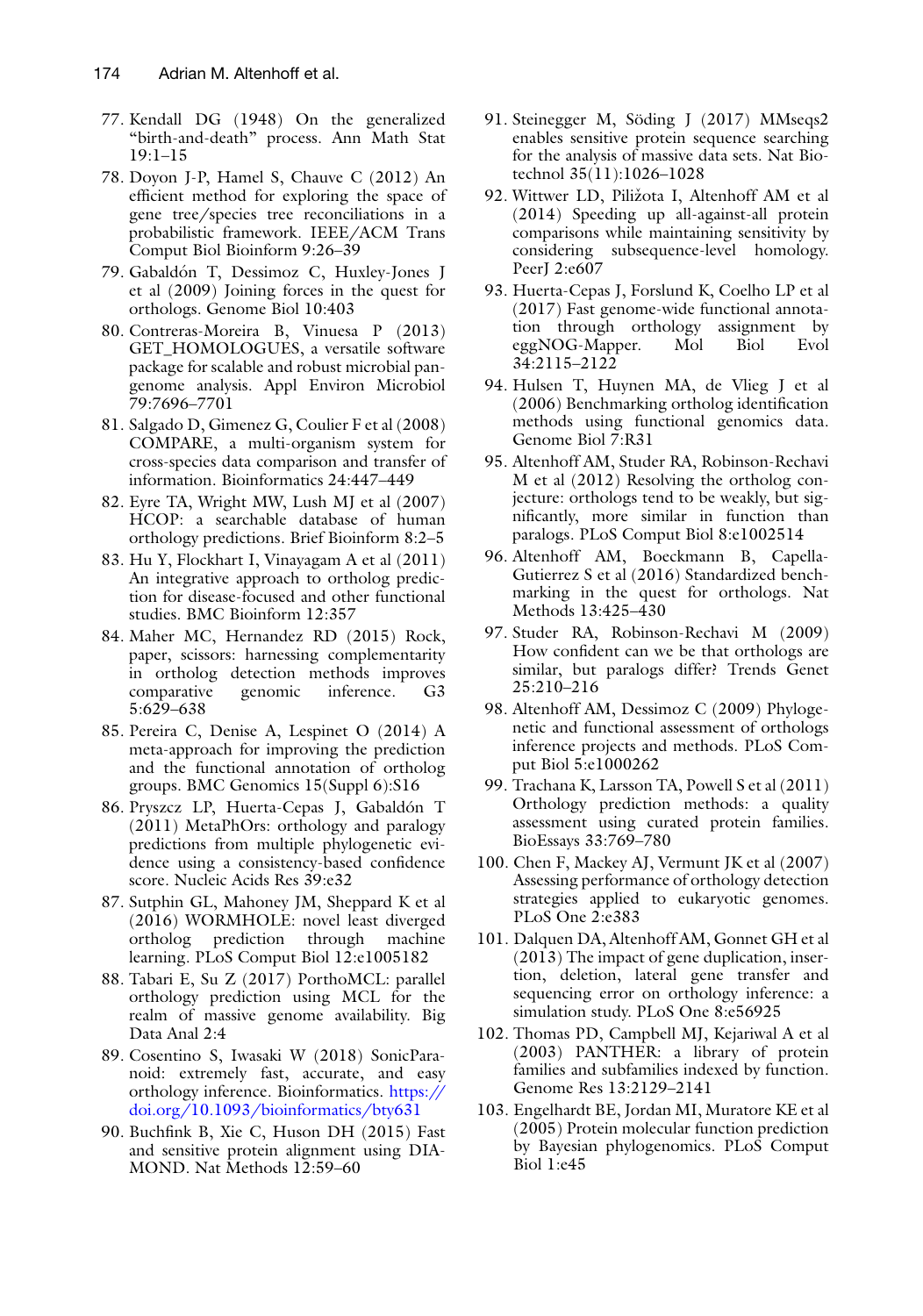77. Kendall DG (1948) On the generalized "birth-and-death" process. Ann Math Stat 19:1–15
78. Doyon J-P, Hamel S, Chauve C (2012) An efficient method for exploring the space of gene tree/species tree reconciliations in a probabilistic framework. IEEE/ACM Trans Comput Biol Bioinform 9:26–39
79. Gabaldón T, Dessimoz C, Huxley-Jones J et al (2009) Joining forces in the quest for orthologs. Genome Biol 10:403
80. Contreras-Moreira B, Vinuesa P (2013) GET_HOMOLOGUES, a versatile software package for scalable and robust microbial pangenome analysis. Appl Environ Microbiol 79:7696–7701
81. Salgado D, Gimenez G, Coulier F et al (2008) COMPARE, a multi-organism system for cross-species data comparison and transfer of information. Bioinformatics 24:447–449
82. Eyre TA, Wright MW, Lush MJ et al (2007) HCOP: a searchable database of human orthology predictions. Brief Bioinform 8:2–5
83. Hu Y, Flockhart I, Vinayagam A et al (2011) An integrative approach to ortholog prediction for disease-focused and other functional studies. BMC Bioinform 12:357
84. Maher MC, Hernandez RD (2015) Rock, paper, scissors: harnessing complementarity in ortholog detection methods improves comparative genomic inference. G3 5:629–638
85. Pereira C, Denise A, Lespinet O (2014) A meta-approach for improving the prediction and the functional annotation of ortholog groups. BMC Genomics 15(Suppl 6):S16
86. Pryszcz LP, Huerta-Cepas J, Gabaldón T (2011) MetaPhOrs: orthology and paralogy predictions from multiple phylogenetic evidence using a consistency-based confidence score. Nucleic Acids Res 39:e32
87. Sutphin GL, Mahoney JM, Sheppard K et al (2016) WORMHOLE: novel least diverged ortholog prediction through machine learning. PLoS Comput Biol 12:e1005182
88. Tabari E, Su Z (2017) PorthoMCL: parallel orthology prediction using MCL for the realm of massive genome availability. Big Data Anal 2:4
89. Cosentino S, Iwasaki W (2018) SonicParanoid: extremely fast, accurate, and easy orthology inference. Bioinformatics. https://doi.org/10.1093/bioinformatics/bty631
90. Buchfink B, Xie C, Huson DH (2015) Fast and sensitive protein alignment using DIAMOND. Nat Methods 12:59–60
91. Steinegger M, Söding J (2017) MMseqs2 enables sensitive protein sequence searching for the analysis of massive data sets. Nat Biotechnol 35(11):1026–1028
92. Wittwer LD, Piližota I, Altenhoff AM et al (2014) Speeding up all-against-all protein comparisons while maintaining sensitivity by considering subsequence-level homology. PeerJ 2:e607
93. Huerta-Cepas J, Forslund K, Coelho LP et al (2017) Fast genome-wide functional annotation through orthology assignment by eggNOG-Mapper. Mol Biol Evol 34:2115–2122
94. Hulsen T, Huynen MA, de Vlieg J et al (2006) Benchmarking ortholog identification methods using functional genomics data. Genome Biol 7:R31
95. Altenhoff AM, Studer RA, Robinson-Rechavi M et al (2012) Resolving the ortholog conjecture: orthologs tend to be weakly, but significantly, more similar in function than paralogs. PLoS Comput Biol 8:e1002514
96. Altenhoff AM, Boeckmann B, Capella-Gutierrez S et al (2016) Standardized benchmarking in the quest for orthologs. Nat Methods 13:425–430
97. Studer RA, Robinson-Rechavi M (2009) How confident can we be that orthologs are similar, but paralogs differ? Trends Genet 25:210–216
98. Altenhoff AM, Dessimoz C (2009) Phylogenetic and functional assessment of orthologs inference projects and methods. PLoS Comput Biol 5:e1000262
99. Trachana K, Larsson TA, Powell S et al (2011) Orthology prediction methods: a quality assessment using curated protein families. BioEssays 33:769–780
100. Chen F, Mackey AJ, Vermunt JK et al (2007) Assessing performance of orthology detection strategies applied to eukaryotic genomes. PLoS One 2:e383
101. Dalquen DA, Altenhoff AM, Gonnet GH et al (2013) The impact of gene duplication, insertion, deletion, lateral gene transfer and sequencing error on orthology inference: a simulation study. PLoS One 8:e56925
102. Thomas PD, Campbell MJ, Kejariwal A et al (2003) PANTHER: a library of protein families and subfamilies indexed by function. Genome Res 13:2129–2141
103. Engelhardt BE, Jordan MI, Muratore KE et al (2005) Protein molecular function prediction by Bayesian phylogenomics. PLoS Comput Biol 1:e45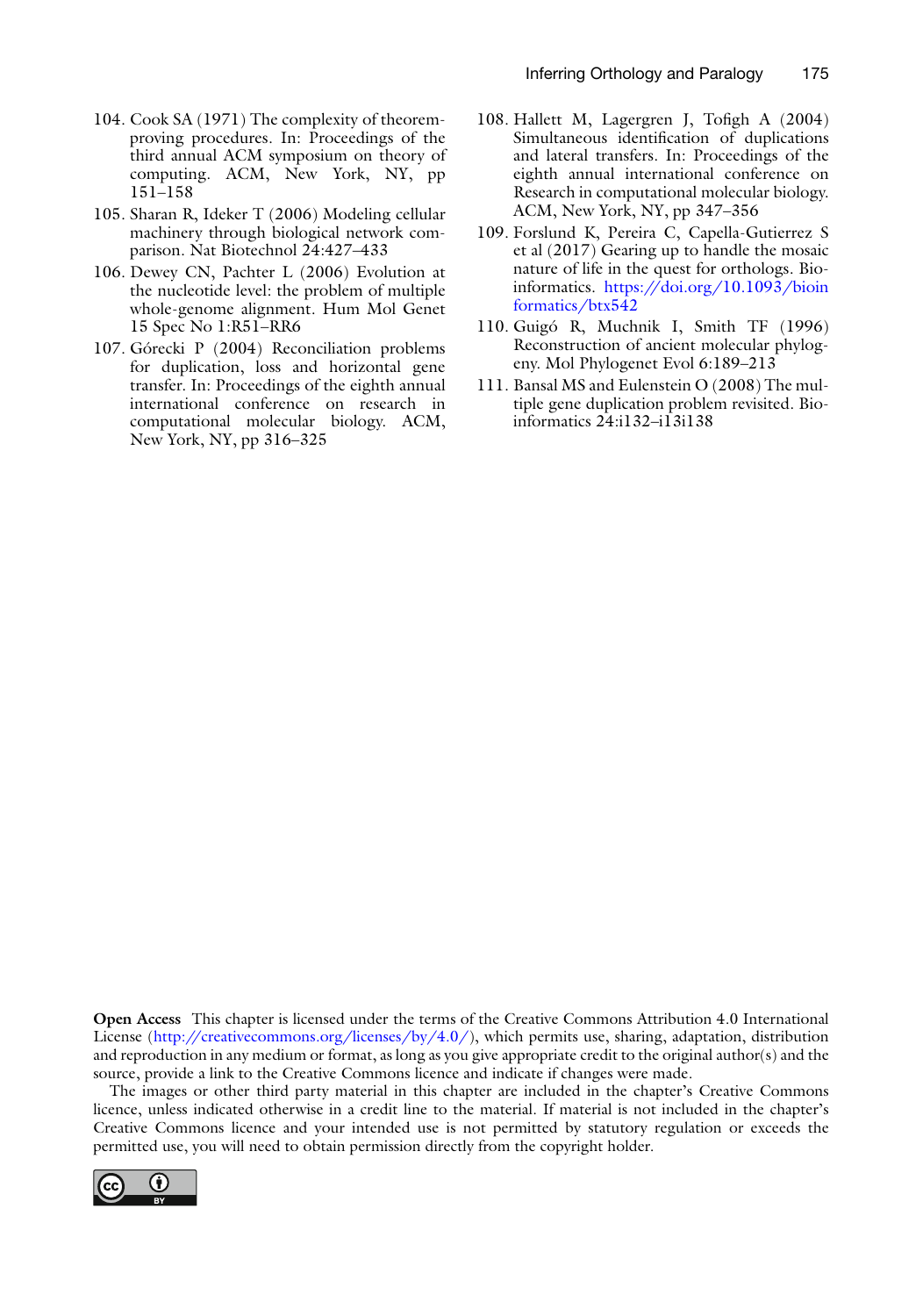104. Cook SA (1971) The complexity of theorem-proving procedures. In: Proceedings of the third annual ACM symposium on theory of computing. ACM, New York, NY, pp 151–158
105. Sharan R, Ideker T (2006) Modeling cellular machinery through biological network comparison. Nat Biotechnol 24:427–433
106. Dewey CN, Pachter L (2006) Evolution at the nucleotide level: the problem of multiple whole-genome alignment. Hum Mol Genet 15 Spec No 1:R51–RR6
107. Górecki P (2004) Reconciliation problems for duplication, loss and horizontal gene transfer. In: Proceedings of the eighth annual international conference on research in computational molecular biology. ACM, New York, NY, pp 316–325
108. Hallett M, Lagergren J, Tofigh A (2004) Simultaneous identification of duplications and lateral transfers. In: Proceedings of the eighth annual international conference on Research in computational molecular biology. ACM, New York, NY, pp 347–356
109. Forslund K, Pereira C, Capella-Gutierrez S et al (2017) Gearing up to handle the mosaic nature of life in the quest for orthologs. Bioinformatics. https://doi.org/10.1093/bioinformatics/btx542
110. Guigó R, Muchnik I, Smith TF (1996) Reconstruction of ancient molecular phylogeny. Mol Phylogenet Evol 6:189–213
111. Bansal MS and Eulenstein O (2008) The multiple gene duplication problem revisited. Bioinformatics 24:i132–i13i138

**Open Access** This chapter is licensed under the terms of the Creative Commons Attribution 4.0 International License (http://creativecommons.org/licenses/by/4.0/), which permits use, sharing, adaptation, distribution and reproduction in any medium or format, as long as you give appropriate credit to the original author(s) and the source, provide a link to the Creative Commons licence and indicate if changes were made.

The images or other third party material in this chapter are included in the chapter's Creative Commons licence, unless indicated otherwise in a credit line to the material. If material is not included in the chapter's Creative Commons licence and your intended use is not permitted by statutory regulation or exceeds the permitted use, you will need to obtain permission directly from the copyright holder.